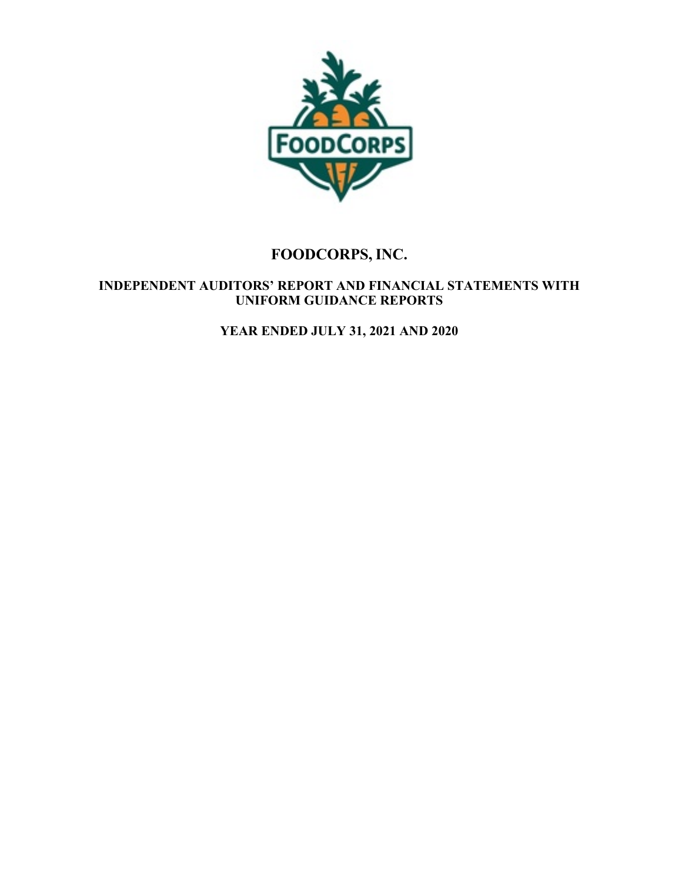# FOODCORPS, INC.

## INDEPENDENT AUDITORS' REPORT AND FINANCIAL STATEMENTS WITH UNIFORM GUIDANCE REPORTS

## YEAR ENDED JULY 31, 2021 AND 2020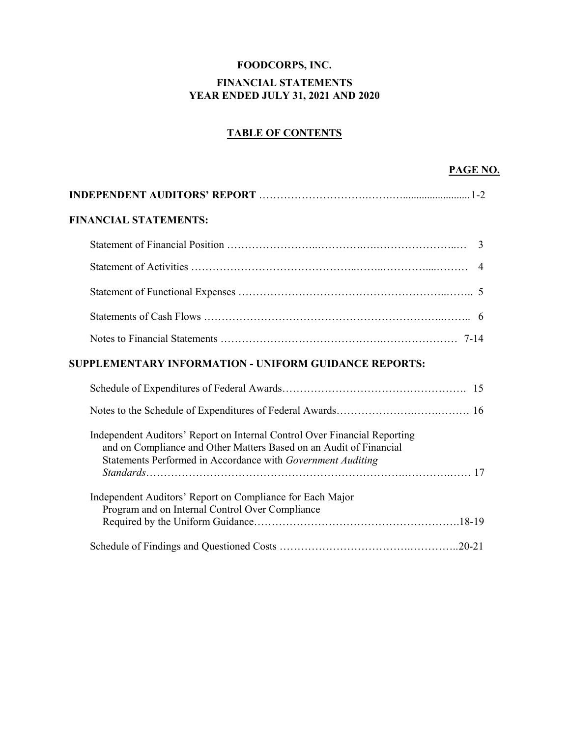# FOODCORPS, INC.

## FINANCIAL STATEMENTS
## YEAR ENDED JULY 31, 2021 AND 2020

### TABLE OF CONTENTS

| | PAGE NO. |
|---|---|
| **INDEPENDENT AUDITORS' REPORT** | 1-2 |
| **FINANCIAL STATEMENTS:** | |
| Statement of Financial Position | 3 |
| Statement of Activities | 4 |
| Statement of Functional Expenses | 5 |
| Statements of Cash Flows | 6 |
| Notes to Financial Statements | 7-14 |
| **SUPPLEMENTARY INFORMATION - UNIFORM GUIDANCE REPORTS:** | |
| Schedule of Expenditures of Federal Awards | 15 |
| Notes to the Schedule of Expenditures of Federal Awards | 16 |
| Independent Auditors' Report on Internal Control Over Financial Reporting and on Compliance and Other Matters Based on an Audit of Financial Statements Performed in Accordance with *Government Auditing Standards* | 17 |
| Independent Auditors' Report on Compliance for Each Major Program and on Internal Control Over Compliance Required by the Uniform Guidance | 18-19 |
| Schedule of Findings and Questioned Costs | 20-21 |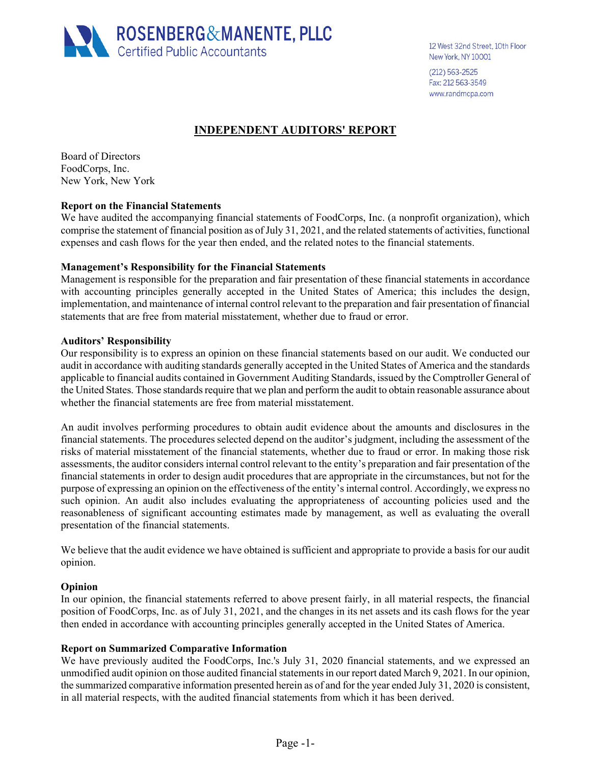ROSENBERG&MANENTE, PLLC
Certified Public Accountants

12 West 32nd Street, 10th Floor
New York, NY 10001
(212) 563-2525
Fax: 212 563-3549
www.randmcpa.com

# INDEPENDENT AUDITORS' REPORT

Board of Directors
FoodCorps, Inc.
New York, New York

**Report on the Financial Statements**
We have audited the accompanying financial statements of FoodCorps, Inc. (a nonprofit organization), which comprise the statement of financial position as of July 31, 2021, and the related statements of activities, functional expenses and cash flows for the year then ended, and the related notes to the financial statements.

**Management's Responsibility for the Financial Statements**
Management is responsible for the preparation and fair presentation of these financial statements in accordance with accounting principles generally accepted in the United States of America; this includes the design, implementation, and maintenance of internal control relevant to the preparation and fair presentation of financial statements that are free from material misstatement, whether due to fraud or error.

**Auditors' Responsibility**
Our responsibility is to express an opinion on these financial statements based on our audit. We conducted our audit in accordance with auditing standards generally accepted in the United States of America and the standards applicable to financial audits contained in Government Auditing Standards, issued by the Comptroller General of the United States. Those standards require that we plan and perform the audit to obtain reasonable assurance about whether the financial statements are free from material misstatement.

An audit involves performing procedures to obtain audit evidence about the amounts and disclosures in the financial statements. The procedures selected depend on the auditor's judgment, including the assessment of the risks of material misstatement of the financial statements, whether due to fraud or error. In making those risk assessments, the auditor considers internal control relevant to the entity's preparation and fair presentation of the financial statements in order to design audit procedures that are appropriate in the circumstances, but not for the purpose of expressing an opinion on the effectiveness of the entity's internal control. Accordingly, we express no such opinion. An audit also includes evaluating the appropriateness of accounting policies used and the reasonableness of significant accounting estimates made by management, as well as evaluating the overall presentation of the financial statements.

We believe that the audit evidence we have obtained is sufficient and appropriate to provide a basis for our audit opinion.

**Opinion**
In our opinion, the financial statements referred to above present fairly, in all material respects, the financial position of FoodCorps, Inc. as of July 31, 2021, and the changes in its net assets and its cash flows for the year then ended in accordance with accounting principles generally accepted in the United States of America.

**Report on Summarized Comparative Information**
We have previously audited the FoodCorps, Inc.'s July 31, 2020 financial statements, and we expressed an unmodified audit opinion on those audited financial statements in our report dated March 9, 2021. In our opinion, the summarized comparative information presented herein as of and for the year ended July 31, 2020 is consistent, in all material respects, with the audited financial statements from which it has been derived.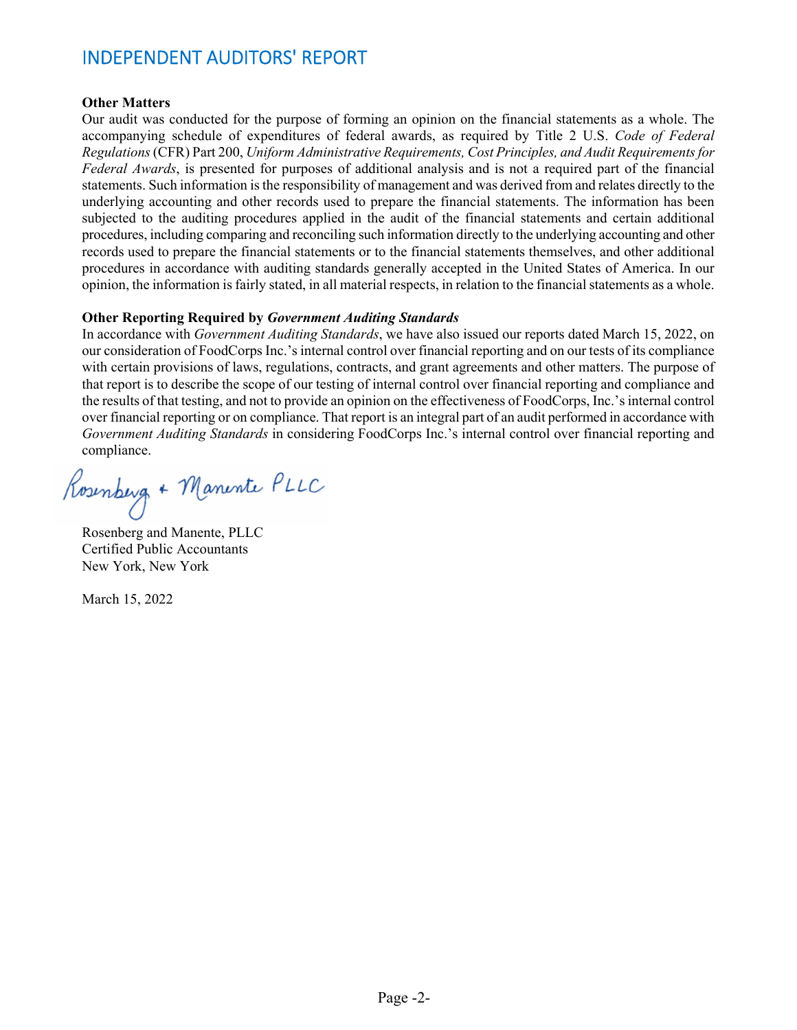# INDEPENDENT AUDITORS' REPORT

**Other Matters**

Our audit was conducted for the purpose of forming an opinion on the financial statements as a whole. The accompanying schedule of expenditures of federal awards, as required by Title 2 U.S. *Code of Federal Regulations* (CFR) Part 200, *Uniform Administrative Requirements, Cost Principles, and Audit Requirements for Federal Awards*, is presented for purposes of additional analysis and is not a required part of the financial statements. Such information is the responsibility of management and was derived from and relates directly to the underlying accounting and other records used to prepare the financial statements. The information has been subjected to the auditing procedures applied in the audit of the financial statements and certain additional procedures, including comparing and reconciling such information directly to the underlying accounting and other records used to prepare the financial statements or to the financial statements themselves, and other additional procedures in accordance with auditing standards generally accepted in the United States of America. In our opinion, the information is fairly stated, in all material respects, in relation to the financial statements as a whole.

**Other Reporting Required by *Government Auditing Standards***

In accordance with *Government Auditing Standards*, we have also issued our reports dated March 15, 2022, on our consideration of FoodCorps Inc.'s internal control over financial reporting and on our tests of its compliance with certain provisions of laws, regulations, contracts, and grant agreements and other matters. The purpose of that report is to describe the scope of our testing of internal control over financial reporting and compliance and the results of that testing, and not to provide an opinion on the effectiveness of FoodCorps, Inc.'s internal control over financial reporting or on compliance. That report is an integral part of an audit performed in accordance with *Government Auditing Standards* in considering FoodCorps Inc.'s internal control over financial reporting and compliance.

Rosenberg + Manente PLLC

Rosenberg and Manente, PLLC
Certified Public Accountants
New York, New York

March 15, 2022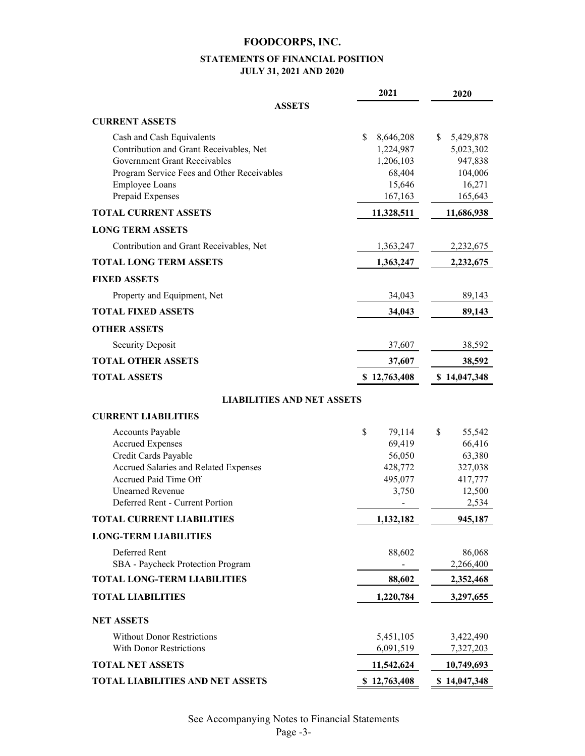# FOODCORPS, INC.

## STATEMENTS OF FINANCIAL POSITION

### JULY 31, 2021 AND 2020

| | 2021 | 2020 |
|---|---|---|
| **ASSETS** | | |
| **CURRENT ASSETS** | | |
| Cash and Cash Equivalents | $ 8,646,208 | $ 5,429,878 |
| Contribution and Grant Receivables, Net | 1,224,987 | 5,023,302 |
| Government Grant Receivables | 1,206,103 | 947,838 |
| Program Service Fees and Other Receivables | 68,404 | 104,006 |
| Employee Loans | 15,646 | 16,271 |
| Prepaid Expenses | 167,163 | 165,643 |
| **TOTAL CURRENT ASSETS** | **11,328,511** | **11,686,938** |
| **LONG TERM ASSETS** | | |
| Contribution and Grant Receivables, Net | 1,363,247 | 2,232,675 |
| **TOTAL LONG TERM ASSETS** | **1,363,247** | **2,232,675** |
| **FIXED ASSETS** | | |
| Property and Equipment, Net | 34,043 | 89,143 |
| **TOTAL FIXED ASSETS** | **34,043** | **89,143** |
| **OTHER ASSETS** | | |
| Security Deposit | 37,607 | 38,592 |
| **TOTAL OTHER ASSETS** | **37,607** | **38,592** |
| **TOTAL ASSETS** | **$ 12,763,408** | **$ 14,047,348** |
| **LIABILITIES AND NET ASSETS** | | |
| **CURRENT LIABILITIES** | | |
| Accounts Payable | $ 79,114 | $ 55,542 |
| Accrued Expenses | 69,419 | 66,416 |
| Credit Cards Payable | 56,050 | 63,380 |
| Accrued Salaries and Related Expenses | 428,772 | 327,038 |
| Accrued Paid Time Off | 495,077 | 417,777 |
| Unearned Revenue | 3,750 | 12,500 |
| Deferred Rent - Current Portion | - | 2,534 |
| **TOTAL CURRENT LIABILITIES** | **1,132,182** | **945,187** |
| **LONG-TERM LIABILITIES** | | |
| Deferred Rent | 88,602 | 86,068 |
| SBA - Paycheck Protection Program | - | 2,266,400 |
| **TOTAL LONG-TERM LIABILITIES** | **88,602** | **2,352,468** |
| **TOTAL LIABILITIES** | **1,220,784** | **3,297,655** |
| **NET ASSETS** | | |
| Without Donor Restrictions | 5,451,105 | 3,422,490 |
| With Donor Restrictions | 6,091,519 | 7,327,203 |
| **TOTAL NET ASSETS** | **11,542,624** | **10,749,693** |
| **TOTAL LIABILITIES AND NET ASSETS** | **$ 12,763,408** | **$ 14,047,348** |

See Accompanying Notes to Financial Statements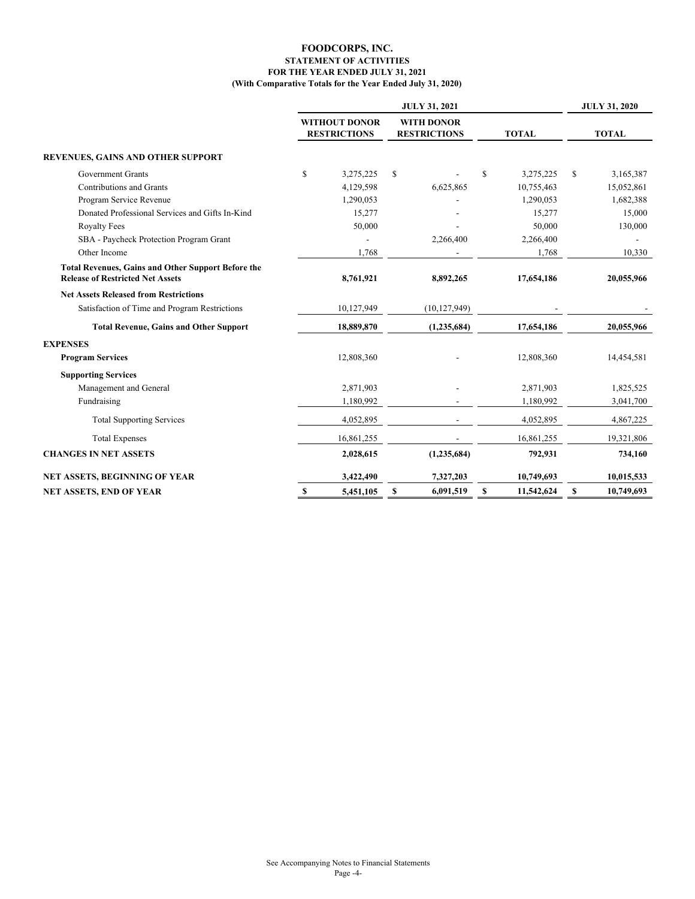# FOODCORPS, INC.
## STATEMENT OF ACTIVITIES
### FOR THE YEAR ENDED JULY 31, 2021
### (With Comparative Totals for the Year Ended July 31, 2020)

| | JULY 31, 2021 | | | JULY 31, 2020 |
|---|---|---|---|---|
| | WITHOUT DONOR RESTRICTIONS | WITH DONOR RESTRICTIONS | TOTAL | TOTAL |
| **REVENUES, GAINS AND OTHER SUPPORT** | | | | |
| Government Grants | $ 3,275,225 | $ - | $ 3,275,225 | $ 3,165,387 |
| Contributions and Grants | 4,129,598 | 6,625,865 | 10,755,463 | 15,052,861 |
| Program Service Revenue | 1,290,053 | - | 1,290,053 | 1,682,388 |
| Donated Professional Services and Gifts In-Kind | 15,277 | - | 15,277 | 15,000 |
| Royalty Fees | 50,000 | - | 50,000 | 130,000 |
| SBA - Paycheck Protection Program Grant | - | 2,266,400 | 2,266,400 | - |
| Other Income | 1,768 | - | 1,768 | 10,330 |
| **Total Revenues, Gains and Other Support Before the Release of Restricted Net Assets** | **8,761,921** | **8,892,265** | **17,654,186** | **20,055,966** |
| **Net Assets Released from Restrictions** | | | | |
| Satisfaction of Time and Program Restrictions | 10,127,949 | (10,127,949) | - | - |
| **Total Revenue, Gains and Other Support** | **18,889,870** | **(1,235,684)** | **17,654,186** | **20,055,966** |
| **EXPENSES** | | | | |
| **Program Services** | 12,808,360 | - | 12,808,360 | 14,454,581 |
| **Supporting Services** | | | | |
| Management and General | 2,871,903 | - | 2,871,903 | 1,825,525 |
| Fundraising | 1,180,992 | - | 1,180,992 | 3,041,700 |
| Total Supporting Services | 4,052,895 | - | 4,052,895 | 4,867,225 |
| Total Expenses | 16,861,255 | - | 16,861,255 | 19,321,806 |
| **CHANGES IN NET ASSETS** | **2,028,615** | **(1,235,684)** | **792,931** | **734,160** |
| **NET ASSETS, BEGINNING OF YEAR** | **3,422,490** | **7,327,203** | **10,749,693** | **10,015,533** |
| **NET ASSETS, END OF YEAR** | **$ 5,451,105** | **$ 6,091,519** | **$ 11,542,624** | **$ 10,749,693** |

See Accompanying Notes to Financial Statements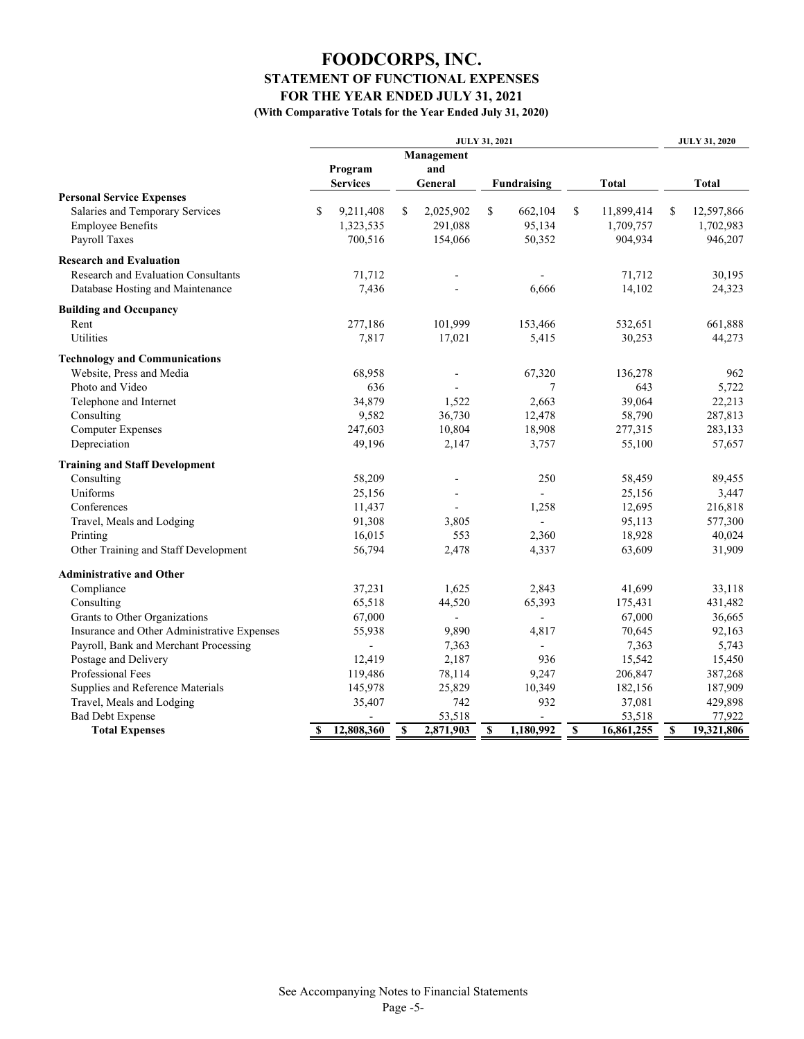# FOODCORPS, INC.
## STATEMENT OF FUNCTIONAL EXPENSES
### FOR THE YEAR ENDED JULY 31, 2021
**(With Comparative Totals for the Year Ended July 31, 2020)**

| | JULY 31, 2021 | | | | JULY 31, 2020 |
|---|---|---|---|---|---|
| | Program Services | Management and General | Fundraising | Total | Total |
| **Personal Service Expenses** | | | | | |
| Salaries and Temporary Services | $ 9,211,408 | $ 2,025,902 | $ 662,104 | $ 11,899,414 | $ 12,597,866 |
| Employee Benefits | 1,323,535 | 291,088 | 95,134 | 1,709,757 | 1,702,983 |
| Payroll Taxes | 700,516 | 154,066 | 50,352 | 904,934 | 946,207 |
| **Research and Evaluation** | | | | | |
| Research and Evaluation Consultants | 71,712 | - | - | 71,712 | 30,195 |
| Database Hosting and Maintenance | 7,436 | - | 6,666 | 14,102 | 24,323 |
| **Building and Occupancy** | | | | | |
| Rent | 277,186 | 101,999 | 153,466 | 532,651 | 661,888 |
| Utilities | 7,817 | 17,021 | 5,415 | 30,253 | 44,273 |
| **Technology and Communications** | | | | | |
| Website, Press and Media | 68,958 | - | 67,320 | 136,278 | 962 |
| Photo and Video | 636 | - | 7 | 643 | 5,722 |
| Telephone and Internet | 34,879 | 1,522 | 2,663 | 39,064 | 22,213 |
| Consulting | 9,582 | 36,730 | 12,478 | 58,790 | 287,813 |
| Computer Expenses | 247,603 | 10,804 | 18,908 | 277,315 | 283,133 |
| Depreciation | 49,196 | 2,147 | 3,757 | 55,100 | 57,657 |
| **Training and Staff Development** | | | | | |
| Consulting | 58,209 | - | 250 | 58,459 | 89,455 |
| Uniforms | 25,156 | - | - | 25,156 | 3,447 |
| Conferences | 11,437 | - | 1,258 | 12,695 | 216,818 |
| Travel, Meals and Lodging | 91,308 | 3,805 | - | 95,113 | 577,300 |
| Printing | 16,015 | 553 | 2,360 | 18,928 | 40,024 |
| Other Training and Staff Development | 56,794 | 2,478 | 4,337 | 63,609 | 31,909 |
| **Administrative and Other** | | | | | |
| Compliance | 37,231 | 1,625 | 2,843 | 41,699 | 33,118 |
| Consulting | 65,518 | 44,520 | 65,393 | 175,431 | 431,482 |
| Grants to Other Organizations | 67,000 | - | - | 67,000 | 36,665 |
| Insurance and Other Administrative Expenses | 55,938 | 9,890 | 4,817 | 70,645 | 92,163 |
| Payroll, Bank and Merchant Processing | - | 7,363 | - | 7,363 | 5,743 |
| Postage and Delivery | 12,419 | 2,187 | 936 | 15,542 | 15,450 |
| Professional Fees | 119,486 | 78,114 | 9,247 | 206,847 | 387,268 |
| Supplies and Reference Materials | 145,978 | 25,829 | 10,349 | 182,156 | 187,909 |
| Travel, Meals and Lodging | 35,407 | 742 | 932 | 37,081 | 429,898 |
| Bad Debt Expense | - | 53,518 | - | 53,518 | 77,922 |
| **Total Expenses** | **$ 12,808,360** | **$ 2,871,903** | **$ 1,180,992** | **$ 16,861,255** | **$ 19,321,806** |

See Accompanying Notes to Financial Statements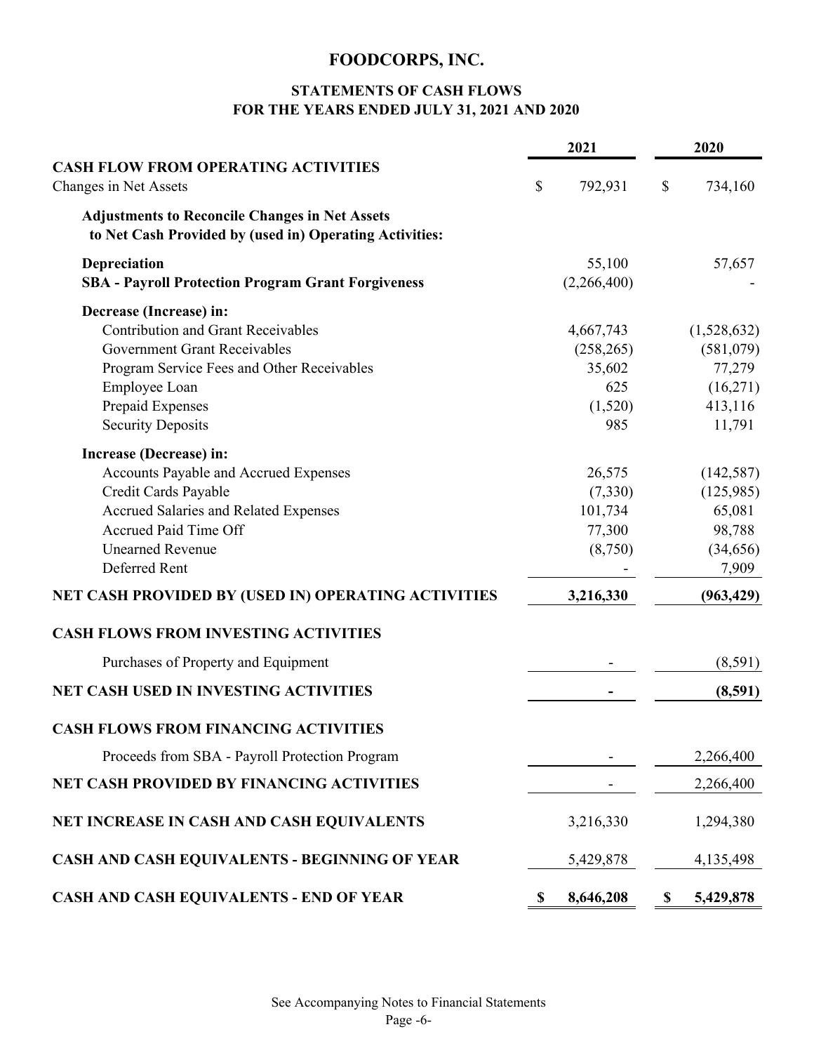# FOODCORPS, INC.

## STATEMENTS OF CASH FLOWS
## FOR THE YEARS ENDED JULY 31, 2021 AND 2020

| | 2021 | 2020 |
|---|---|---|
| **CASH FLOW FROM OPERATING ACTIVITIES** | | |
| Changes in Net Assets | $ 792,931 | $ 734,160 |
| **Adjustments to Reconcile Changes in Net Assets to Net Cash Provided by (used in) Operating Activities:** | | |
| **Depreciation** | 55,100 | 57,657 |
| **SBA - Payroll Protection Program Grant Forgiveness** | (2,266,400) | - |
| **Decrease (Increase) in:** | | |
| Contribution and Grant Receivables | 4,667,743 | (1,528,632) |
| Government Grant Receivables | (258,265) | (581,079) |
| Program Service Fees and Other Receivables | 35,602 | 77,279 |
| Employee Loan | 625 | (16,271) |
| Prepaid Expenses | (1,520) | 413,116 |
| Security Deposits | 985 | 11,791 |
| **Increase (Decrease) in:** | | |
| Accounts Payable and Accrued Expenses | 26,575 | (142,587) |
| Credit Cards Payable | (7,330) | (125,985) |
| Accrued Salaries and Related Expenses | 101,734 | 65,081 |
| Accrued Paid Time Off | 77,300 | 98,788 |
| Unearned Revenue | (8,750) | (34,656) |
| Deferred Rent | - | 7,909 |
| **NET CASH PROVIDED BY (USED IN) OPERATING ACTIVITIES** | **3,216,330** | **(963,429)** |
| **CASH FLOWS FROM INVESTING ACTIVITIES** | | |
| Purchases of Property and Equipment | - | (8,591) |
| **NET CASH USED IN INVESTING ACTIVITIES** | **-** | **(8,591)** |
| **CASH FLOWS FROM FINANCING ACTIVITIES** | | |
| Proceeds from SBA - Payroll Protection Program | - | 2,266,400 |
| **NET CASH PROVIDED BY FINANCING ACTIVITIES** | - | 2,266,400 |
| **NET INCREASE IN CASH AND CASH EQUIVALENTS** | 3,216,330 | 1,294,380 |
| **CASH AND CASH EQUIVALENTS - BEGINNING OF YEAR** | 5,429,878 | 4,135,498 |
| **CASH AND CASH EQUIVALENTS - END OF YEAR** | **$ 8,646,208** | **$ 5,429,878** |

See Accompanying Notes to Financial Statements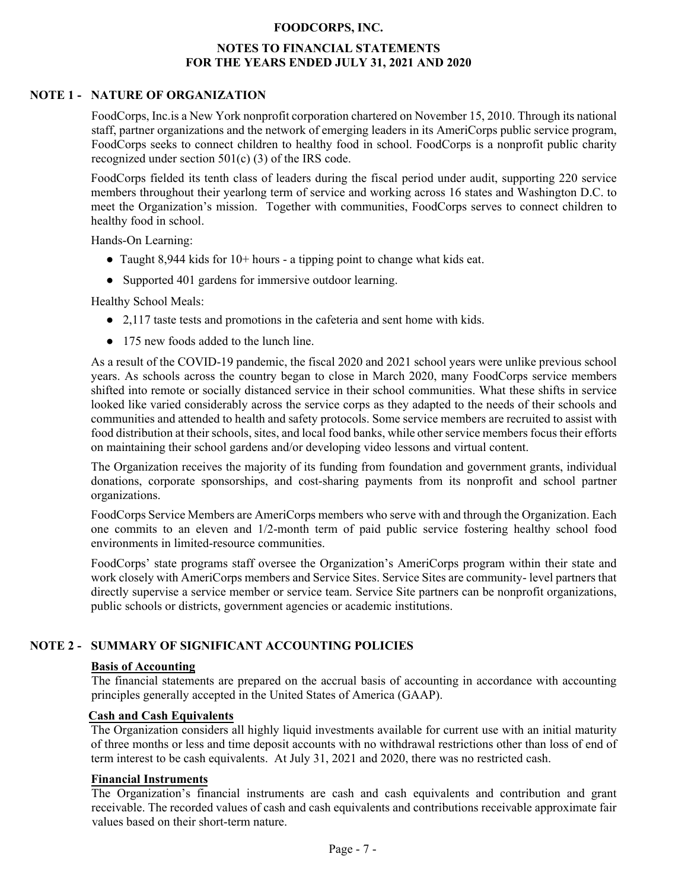# FOODCORPS, INC.

## NOTES TO FINANCIAL STATEMENTS
## FOR THE YEARS ENDED JULY 31, 2021 AND 2020

### NOTE 1 - NATURE OF ORGANIZATION

FoodCorps, Inc.is a New York nonprofit corporation chartered on November 15, 2010. Through its national staff, partner organizations and the network of emerging leaders in its AmeriCorps public service program, FoodCorps seeks to connect children to healthy food in school. FoodCorps is a nonprofit public charity recognized under section 501(c) (3) of the IRS code.

FoodCorps fielded its tenth class of leaders during the fiscal period under audit, supporting 220 service members throughout their yearlong term of service and working across 16 states and Washington D.C. to meet the Organization's mission. Together with communities, FoodCorps serves to connect children to healthy food in school.

Hands-On Learning:

- Taught 8,944 kids for 10+ hours - a tipping point to change what kids eat.
- Supported 401 gardens for immersive outdoor learning.

Healthy School Meals:

- 2,117 taste tests and promotions in the cafeteria and sent home with kids.
- 175 new foods added to the lunch line.

As a result of the COVID-19 pandemic, the fiscal 2020 and 2021 school years were unlike previous school years. As schools across the country began to close in March 2020, many FoodCorps service members shifted into remote or socially distanced service in their school communities. What these shifts in service looked like varied considerably across the service corps as they adapted to the needs of their schools and communities and attended to health and safety protocols. Some service members are recruited to assist with food distribution at their schools, sites, and local food banks, while other service members focus their efforts on maintaining their school gardens and/or developing video lessons and virtual content.

The Organization receives the majority of its funding from foundation and government grants, individual donations, corporate sponsorships, and cost-sharing payments from its nonprofit and school partner organizations.

FoodCorps Service Members are AmeriCorps members who serve with and through the Organization. Each one commits to an eleven and 1/2-month term of paid public service fostering healthy school food environments in limited-resource communities.

FoodCorps' state programs staff oversee the Organization's AmeriCorps program within their state and work closely with AmeriCorps members and Service Sites. Service Sites are community- level partners that directly supervise a service member or service team. Service Site partners can be nonprofit organizations, public schools or districts, government agencies or academic institutions.

### NOTE 2 - SUMMARY OF SIGNIFICANT ACCOUNTING POLICIES

**Basis of Accounting**

The financial statements are prepared on the accrual basis of accounting in accordance with accounting principles generally accepted in the United States of America (GAAP).

**Cash and Cash Equivalents**

The Organization considers all highly liquid investments available for current use with an initial maturity of three months or less and time deposit accounts with no withdrawal restrictions other than loss of end of term interest to be cash equivalents. At July 31, 2021 and 2020, there was no restricted cash.

**Financial Instruments**

The Organization's financial instruments are cash and cash equivalents and contribution and grant receivable. The recorded values of cash and cash equivalents and contributions receivable approximate fair values based on their short-term nature.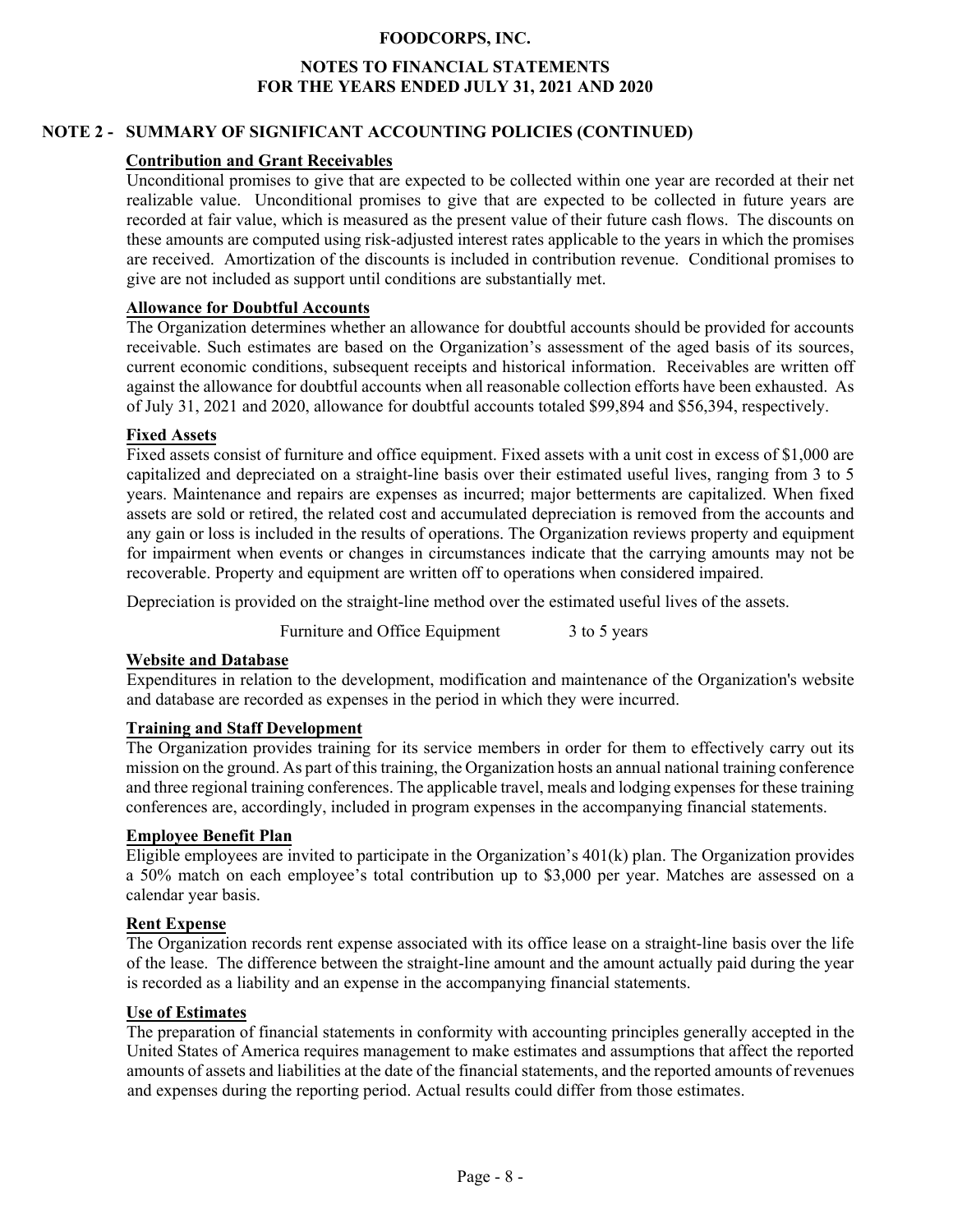# FOODCORPS, INC.

## NOTES TO FINANCIAL STATEMENTS
## FOR THE YEARS ENDED JULY 31, 2021 AND 2020

### NOTE 2 - SUMMARY OF SIGNIFICANT ACCOUNTING POLICIES (CONTINUED)

**Contribution and Grant Receivables**

Unconditional promises to give that are expected to be collected within one year are recorded at their net realizable value. Unconditional promises to give that are expected to be collected in future years are recorded at fair value, which is measured as the present value of their future cash flows. The discounts on these amounts are computed using risk-adjusted interest rates applicable to the years in which the promises are received. Amortization of the discounts is included in contribution revenue. Conditional promises to give are not included as support until conditions are substantially met.

**Allowance for Doubtful Accounts**

The Organization determines whether an allowance for doubtful accounts should be provided for accounts receivable. Such estimates are based on the Organization's assessment of the aged basis of its sources, current economic conditions, subsequent receipts and historical information. Receivables are written off against the allowance for doubtful accounts when all reasonable collection efforts have been exhausted. As of July 31, 2021 and 2020, allowance for doubtful accounts totaled $99,894 and $56,394, respectively.

**Fixed Assets**

Fixed assets consist of furniture and office equipment. Fixed assets with a unit cost in excess of $1,000 are capitalized and depreciated on a straight-line basis over their estimated useful lives, ranging from 3 to 5 years. Maintenance and repairs are expenses as incurred; major betterments are capitalized. When fixed assets are sold or retired, the related cost and accumulated depreciation is removed from the accounts and any gain or loss is included in the results of operations. The Organization reviews property and equipment for impairment when events or changes in circumstances indicate that the carrying amounts may not be recoverable. Property and equipment are written off to operations when considered impaired.

Depreciation is provided on the straight-line method over the estimated useful lives of the assets.

| | |
|---|---|
| Furniture and Office Equipment | 3 to 5 years |

**Website and Database**

Expenditures in relation to the development, modification and maintenance of the Organization's website and database are recorded as expenses in the period in which they were incurred.

**Training and Staff Development**

The Organization provides training for its service members in order for them to effectively carry out its mission on the ground. As part of this training, the Organization hosts an annual national training conference and three regional training conferences. The applicable travel, meals and lodging expenses for these training conferences are, accordingly, included in program expenses in the accompanying financial statements.

**Employee Benefit Plan**

Eligible employees are invited to participate in the Organization's 401(k) plan. The Organization provides a 50% match on each employee's total contribution up to $3,000 per year. Matches are assessed on a calendar year basis.

**Rent Expense**

The Organization records rent expense associated with its office lease on a straight-line basis over the life of the lease. The difference between the straight-line amount and the amount actually paid during the year is recorded as a liability and an expense in the accompanying financial statements.

**Use of Estimates**

The preparation of financial statements in conformity with accounting principles generally accepted in the United States of America requires management to make estimates and assumptions that affect the reported amounts of assets and liabilities at the date of the financial statements, and the reported amounts of revenues and expenses during the reporting period. Actual results could differ from those estimates.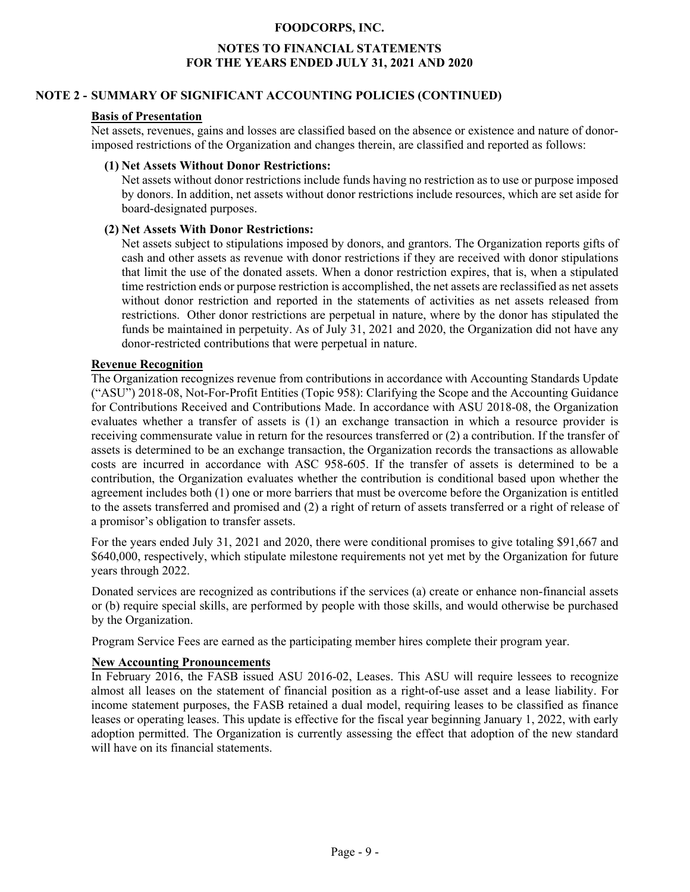## NOTE 2 - SUMMARY OF SIGNIFICANT ACCOUNTING POLICIES (CONTINUED)

### Basis of Presentation

Net assets, revenues, gains and losses are classified based on the absence or existence and nature of donor-imposed restrictions of the Organization and changes therein, are classified and reported as follows:

**(1) Net Assets Without Donor Restrictions:**

Net assets without donor restrictions include funds having no restriction as to use or purpose imposed by donors. In addition, net assets without donor restrictions include resources, which are set aside for board-designated purposes.

**(2) Net Assets With Donor Restrictions:**

Net assets subject to stipulations imposed by donors, and grantors. The Organization reports gifts of cash and other assets as revenue with donor restrictions if they are received with donor stipulations that limit the use of the donated assets. When a donor restriction expires, that is, when a stipulated time restriction ends or purpose restriction is accomplished, the net assets are reclassified as net assets without donor restriction and reported in the statements of activities as net assets released from restrictions. Other donor restrictions are perpetual in nature, where by the donor has stipulated the funds be maintained in perpetuity. As of July 31, 2021 and 2020, the Organization did not have any donor-restricted contributions that were perpetual in nature.

### Revenue Recognition

The Organization recognizes revenue from contributions in accordance with Accounting Standards Update ("ASU") 2018-08, Not-For-Profit Entities (Topic 958): Clarifying the Scope and the Accounting Guidance for Contributions Received and Contributions Made. In accordance with ASU 2018-08, the Organization evaluates whether a transfer of assets is (1) an exchange transaction in which a resource provider is receiving commensurate value in return for the resources transferred or (2) a contribution. If the transfer of assets is determined to be an exchange transaction, the Organization records the transactions as allowable costs are incurred in accordance with ASC 958-605. If the transfer of assets is determined to be a contribution, the Organization evaluates whether the contribution is conditional based upon whether the agreement includes both (1) one or more barriers that must be overcome before the Organization is entitled to the assets transferred and promised and (2) a right of return of assets transferred or a right of release of a promisor's obligation to transfer assets.

For the years ended July 31, 2021 and 2020, there were conditional promises to give totaling $91,667 and $640,000, respectively, which stipulate milestone requirements not yet met by the Organization for future years through 2022.

Donated services are recognized as contributions if the services (a) create or enhance non-financial assets or (b) require special skills, are performed by people with those skills, and would otherwise be purchased by the Organization.

Program Service Fees are earned as the participating member hires complete their program year.

### New Accounting Pronouncements

In February 2016, the FASB issued ASU 2016-02, Leases. This ASU will require lessees to recognize almost all leases on the statement of financial position as a right-of-use asset and a lease liability. For income statement purposes, the FASB retained a dual model, requiring leases to be classified as finance leases or operating leases. This update is effective for the fiscal year beginning January 1, 2022, with early adoption permitted. The Organization is currently assessing the effect that adoption of the new standard will have on its financial statements.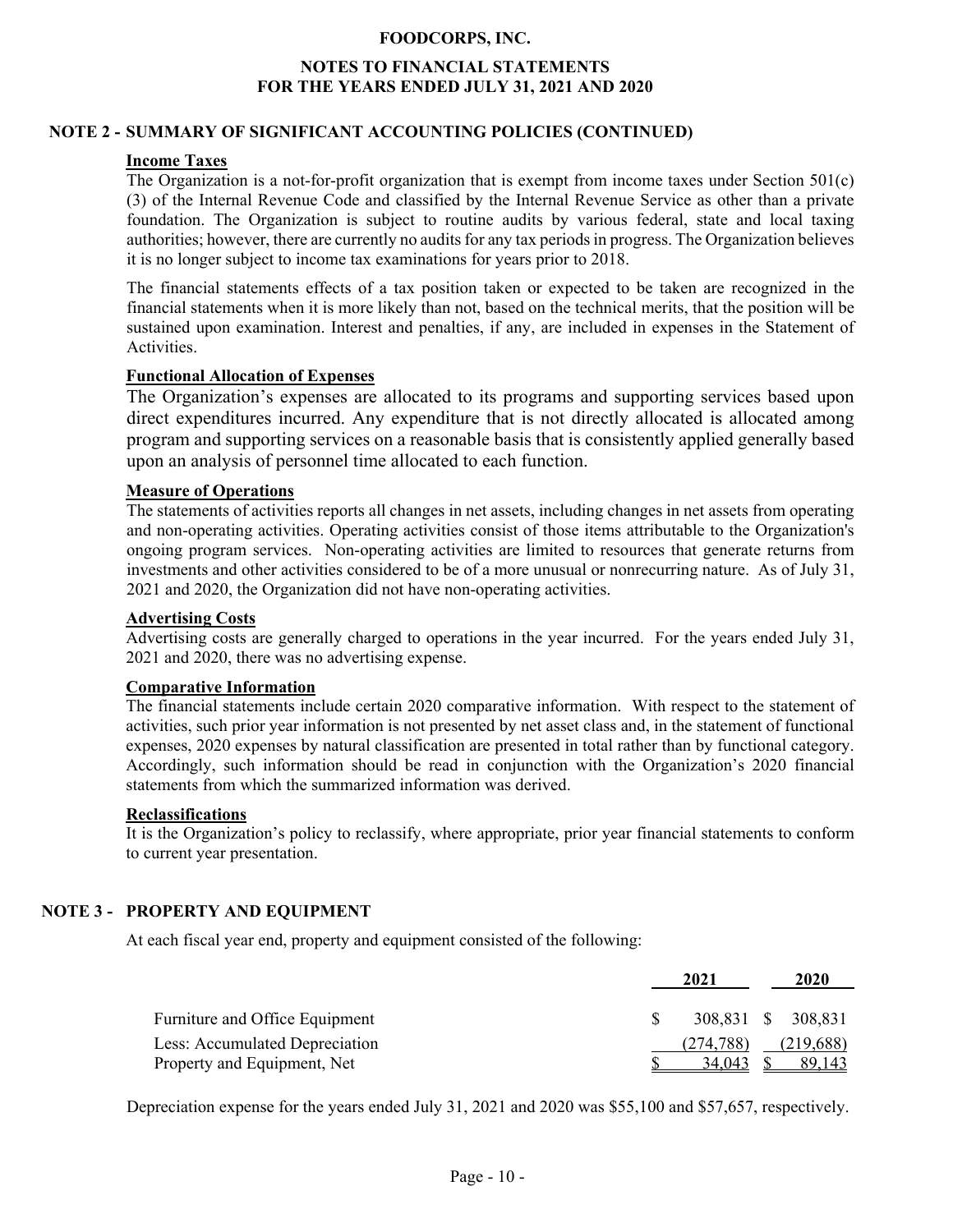## NOTE 2 - SUMMARY OF SIGNIFICANT ACCOUNTING POLICIES (CONTINUED)

### Income Taxes

The Organization is a not-for-profit organization that is exempt from income taxes under Section 501(c)(3) of the Internal Revenue Code and classified by the Internal Revenue Service as other than a private foundation. The Organization is subject to routine audits by various federal, state and local taxing authorities; however, there are currently no audits for any tax periods in progress. The Organization believes it is no longer subject to income tax examinations for years prior to 2018.

The financial statements effects of a tax position taken or expected to be taken are recognized in the financial statements when it is more likely than not, based on the technical merits, that the position will be sustained upon examination. Interest and penalties, if any, are included in expenses in the Statement of Activities.

### Functional Allocation of Expenses

The Organization's expenses are allocated to its programs and supporting services based upon direct expenditures incurred. Any expenditure that is not directly allocated is allocated among program and supporting services on a reasonable basis that is consistently applied generally based upon an analysis of personnel time allocated to each function.

### Measure of Operations

The statements of activities reports all changes in net assets, including changes in net assets from operating and non-operating activities. Operating activities consist of those items attributable to the Organization's ongoing program services. Non-operating activities are limited to resources that generate returns from investments and other activities considered to be of a more unusual or nonrecurring nature. As of July 31, 2021 and 2020, the Organization did not have non-operating activities.

### Advertising Costs

Advertising costs are generally charged to operations in the year incurred. For the years ended July 31, 2021 and 2020, there was no advertising expense.

### Comparative Information

The financial statements include certain 2020 comparative information. With respect to the statement of activities, such prior year information is not presented by net asset class and, in the statement of functional expenses, 2020 expenses by natural classification are presented in total rather than by functional category. Accordingly, such information should be read in conjunction with the Organization's 2020 financial statements from which the summarized information was derived.

### Reclassifications

It is the Organization's policy to reclassify, where appropriate, prior year financial statements to conform to current year presentation.

## NOTE 3 - PROPERTY AND EQUIPMENT

At each fiscal year end, property and equipment consisted of the following:

| | 2021 | 2020 |
|---|---|---|
| Furniture and Office Equipment | $ 308,831 | $ 308,831 |
| Less: Accumulated Depreciation | (274,788) | (219,688) |
| Property and Equipment, Net | $ 34,043 | $ 89,143 |

Depreciation expense for the years ended July 31, 2021 and 2020 was $55,100 and $57,657, respectively.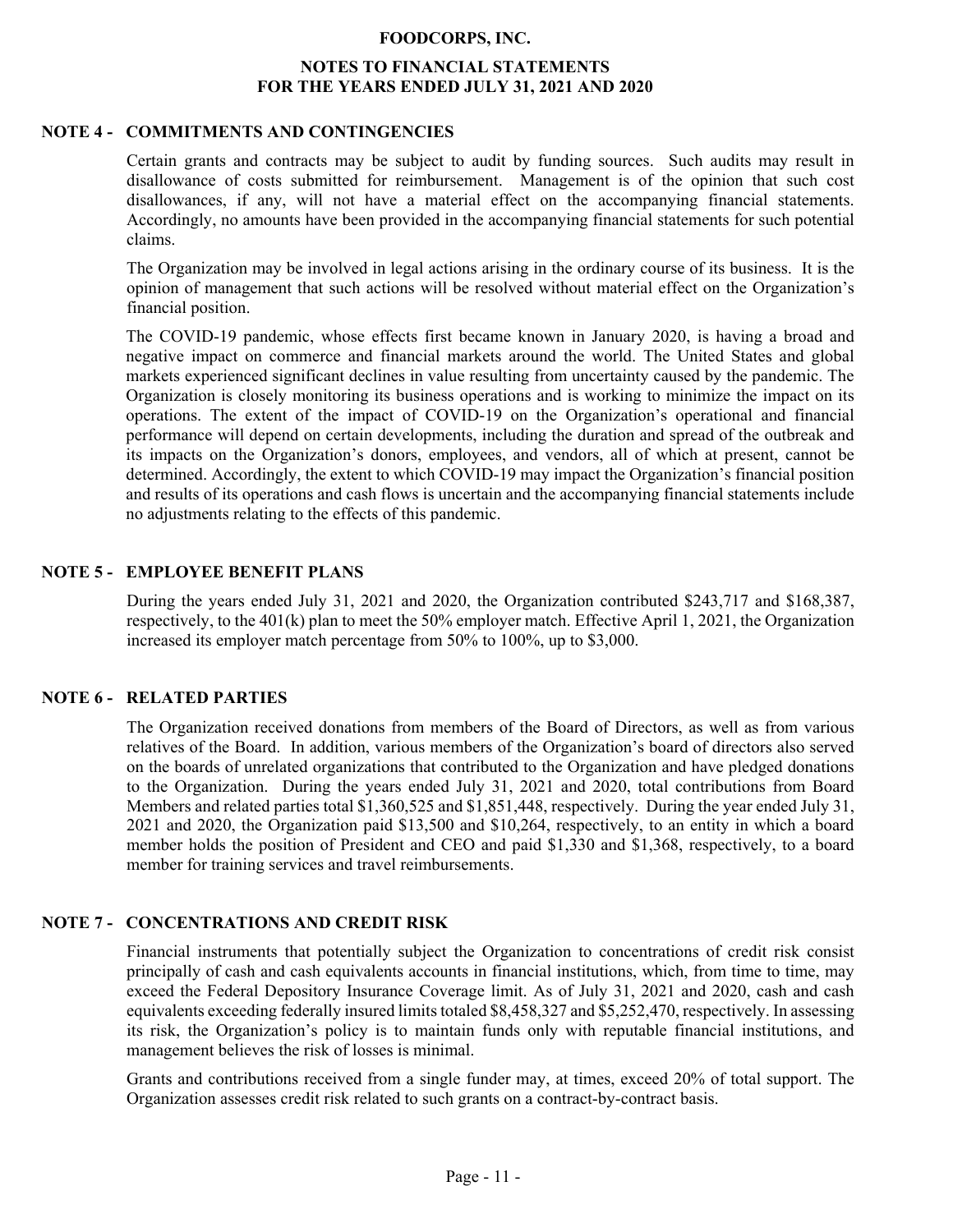# FOODCORPS, INC.

## NOTES TO FINANCIAL STATEMENTS
## FOR THE YEARS ENDED JULY 31, 2021 AND 2020

### NOTE 4 - COMMITMENTS AND CONTINGENCIES

Certain grants and contracts may be subject to audit by funding sources. Such audits may result in disallowance of costs submitted for reimbursement. Management is of the opinion that such cost disallowances, if any, will not have a material effect on the accompanying financial statements. Accordingly, no amounts have been provided in the accompanying financial statements for such potential claims.

The Organization may be involved in legal actions arising in the ordinary course of its business. It is the opinion of management that such actions will be resolved without material effect on the Organization's financial position.

The COVID-19 pandemic, whose effects first became known in January 2020, is having a broad and negative impact on commerce and financial markets around the world. The United States and global markets experienced significant declines in value resulting from uncertainty caused by the pandemic. The Organization is closely monitoring its business operations and is working to minimize the impact on its operations. The extent of the impact of COVID-19 on the Organization's operational and financial performance will depend on certain developments, including the duration and spread of the outbreak and its impacts on the Organization's donors, employees, and vendors, all of which at present, cannot be determined. Accordingly, the extent to which COVID-19 may impact the Organization's financial position and results of its operations and cash flows is uncertain and the accompanying financial statements include no adjustments relating to the effects of this pandemic.

### NOTE 5 - EMPLOYEE BENEFIT PLANS

During the years ended July 31, 2021 and 2020, the Organization contributed $243,717 and $168,387, respectively, to the 401(k) plan to meet the 50% employer match. Effective April 1, 2021, the Organization increased its employer match percentage from 50% to 100%, up to $3,000.

### NOTE 6 - RELATED PARTIES

The Organization received donations from members of the Board of Directors, as well as from various relatives of the Board. In addition, various members of the Organization's board of directors also served on the boards of unrelated organizations that contributed to the Organization and have pledged donations to the Organization. During the years ended July 31, 2021 and 2020, total contributions from Board Members and related parties total $1,360,525 and $1,851,448, respectively. During the year ended July 31, 2021 and 2020, the Organization paid $13,500 and $10,264, respectively, to an entity in which a board member holds the position of President and CEO and paid $1,330 and $1,368, respectively, to a board member for training services and travel reimbursements.

### NOTE 7 - CONCENTRATIONS AND CREDIT RISK

Financial instruments that potentially subject the Organization to concentrations of credit risk consist principally of cash and cash equivalents accounts in financial institutions, which, from time to time, may exceed the Federal Depository Insurance Coverage limit. As of July 31, 2021 and 2020, cash and cash equivalents exceeding federally insured limits totaled $8,458,327 and $5,252,470, respectively. In assessing its risk, the Organization's policy is to maintain funds only with reputable financial institutions, and management believes the risk of losses is minimal.

Grants and contributions received from a single funder may, at times, exceed 20% of total support. The Organization assesses credit risk related to such grants on a contract-by-contract basis.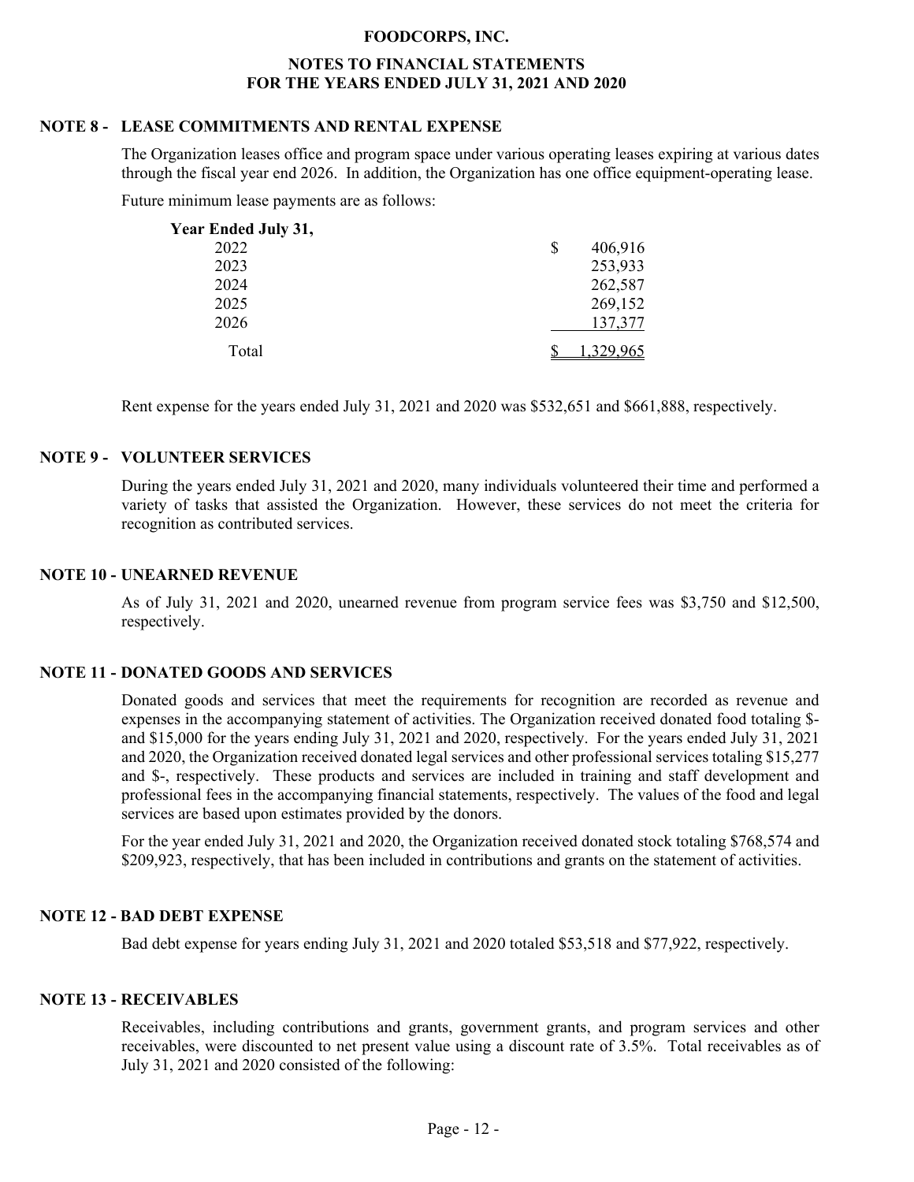# FOODCORPS, INC.

## NOTES TO FINANCIAL STATEMENTS
## FOR THE YEARS ENDED JULY 31, 2021 AND 2020

### NOTE 8 - LEASE COMMITMENTS AND RENTAL EXPENSE

The Organization leases office and program space under various operating leases expiring at various dates through the fiscal year end 2026. In addition, the Organization has one office equipment-operating lease.

Future minimum lease payments are as follows:

| Year Ended July 31, | |
|---|---|
| 2022 | $ 406,916 |
| 2023 | 253,933 |
| 2024 | 262,587 |
| 2025 | 269,152 |
| 2026 | 137,377 |
| Total | $ 1,329,965 |

Rent expense for the years ended July 31, 2021 and 2020 was $532,651 and $661,888, respectively.

### NOTE 9 - VOLUNTEER SERVICES

During the years ended July 31, 2021 and 2020, many individuals volunteered their time and performed a variety of tasks that assisted the Organization. However, these services do not meet the criteria for recognition as contributed services.

### NOTE 10 - UNEARNED REVENUE

As of July 31, 2021 and 2020, unearned revenue from program service fees was $3,750 and $12,500, respectively.

### NOTE 11 - DONATED GOODS AND SERVICES

Donated goods and services that meet the requirements for recognition are recorded as revenue and expenses in the accompanying statement of activities. The Organization received donated food totaling $- and $15,000 for the years ending July 31, 2021 and 2020, respectively. For the years ended July 31, 2021 and 2020, the Organization received donated legal services and other professional services totaling $15,277 and $-, respectively. These products and services are included in training and staff development and professional fees in the accompanying financial statements, respectively. The values of the food and legal services are based upon estimates provided by the donors.

For the year ended July 31, 2021 and 2020, the Organization received donated stock totaling $768,574 and $209,923, respectively, that has been included in contributions and grants on the statement of activities.

### NOTE 12 - BAD DEBT EXPENSE

Bad debt expense for years ending July 31, 2021 and 2020 totaled $53,518 and $77,922, respectively.

### NOTE 13 - RECEIVABLES

Receivables, including contributions and grants, government grants, and program services and other receivables, were discounted to net present value using a discount rate of 3.5%. Total receivables as of July 31, 2021 and 2020 consisted of the following: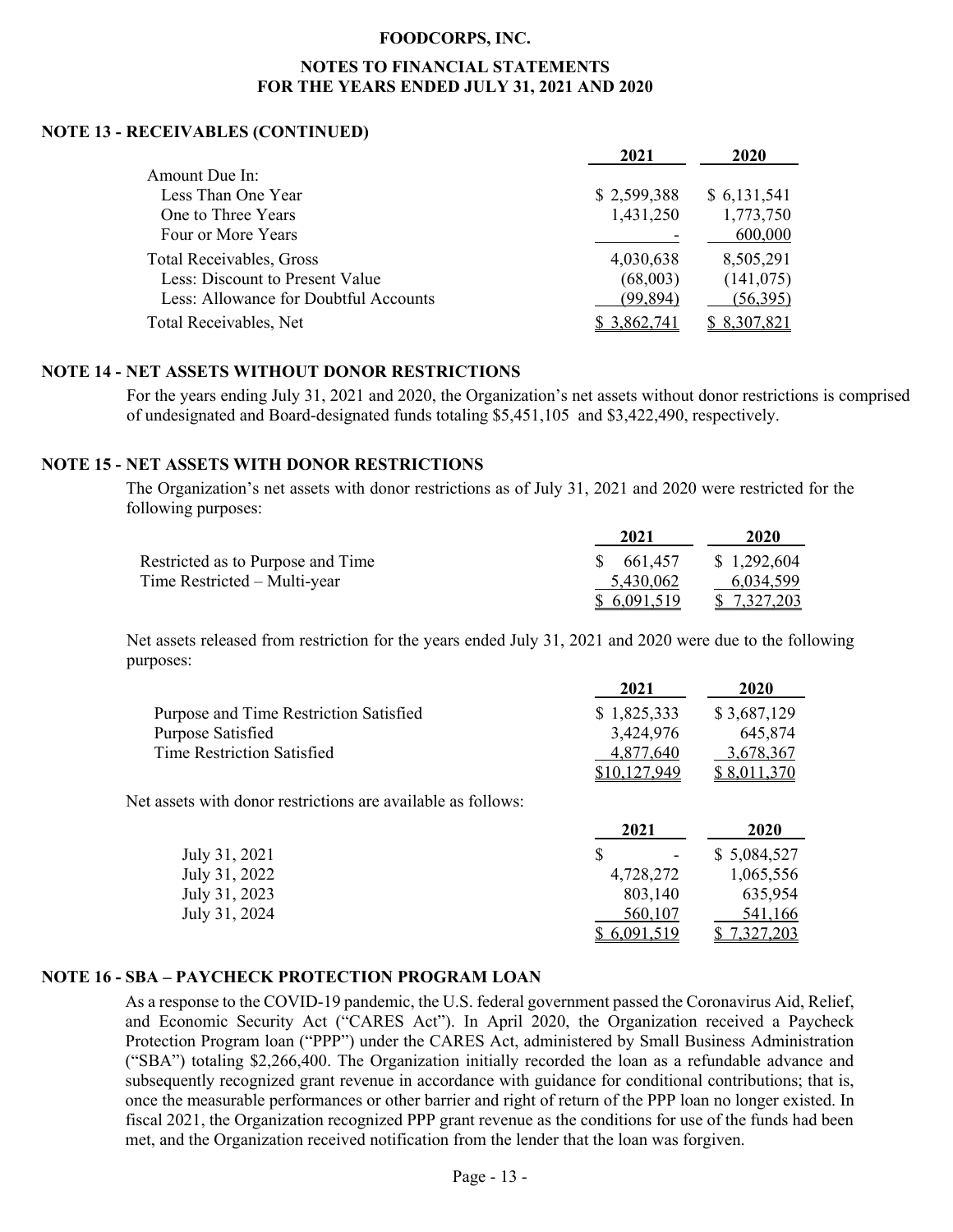## NOTE 13 - RECEIVABLES (CONTINUED)

| | 2021 | 2020 |
|---|---|---|
| Amount Due In: | | |
| Less Than One Year | $ 2,599,388 | $ 6,131,541 |
| One to Three Years | 1,431,250 | 1,773,750 |
| Four or More Years | - | 600,000 |
| Total Receivables, Gross | 4,030,638 | 8,505,291 |
| Less: Discount to Present Value | (68,003) | (141,075) |
| Less: Allowance for Doubtful Accounts | (99,894) | (56,395) |
| Total Receivables, Net | $ 3,862,741 | $ 8,307,821 |

## NOTE 14 - NET ASSETS WITHOUT DONOR RESTRICTIONS

For the years ending July 31, 2021 and 2020, the Organization's net assets without donor restrictions is comprised of undesignated and Board-designated funds totaling $5,451,105 and $3,422,490, respectively.

## NOTE 15 - NET ASSETS WITH DONOR RESTRICTIONS

The Organization's net assets with donor restrictions as of July 31, 2021 and 2020 were restricted for the following purposes:

| | 2021 | 2020 |
|---|---|---|
| Restricted as to Purpose and Time | $ 661,457 | $ 1,292,604 |
| Time Restricted – Multi-year | 5,430,062 | 6,034,599 |
| | $ 6,091,519 | $ 7,327,203 |

Net assets released from restriction for the years ended July 31, 2021 and 2020 were due to the following purposes:

| | 2021 | 2020 |
|---|---|---|
| Purpose and Time Restriction Satisfied | $ 1,825,333 | $ 3,687,129 |
| Purpose Satisfied | 3,424,976 | 645,874 |
| Time Restriction Satisfied | 4,877,640 | 3,678,367 |
| | $10,127,949 | $ 8,011,370 |

Net assets with donor restrictions are available as follows:

| | 2021 | 2020 |
|---|---|---|
| July 31, 2021 | $ - | $ 5,084,527 |
| July 31, 2022 | 4,728,272 | 1,065,556 |
| July 31, 2023 | 803,140 | 635,954 |
| July 31, 2024 | 560,107 | 541,166 |
| | $ 6,091,519 | $ 7,327,203 |

## NOTE 16 - SBA – PAYCHECK PROTECTION PROGRAM LOAN

As a response to the COVID-19 pandemic, the U.S. federal government passed the Coronavirus Aid, Relief, and Economic Security Act ("CARES Act"). In April 2020, the Organization received a Paycheck Protection Program loan ("PPP") under the CARES Act, administered by Small Business Administration ("SBA") totaling $2,266,400. The Organization initially recorded the loan as a refundable advance and subsequently recognized grant revenue in accordance with guidance for conditional contributions; that is, once the measurable performances or other barrier and right of return of the PPP loan no longer existed. In fiscal 2021, the Organization recognized PPP grant revenue as the conditions for use of the funds had been met, and the Organization received notification from the lender that the loan was forgiven.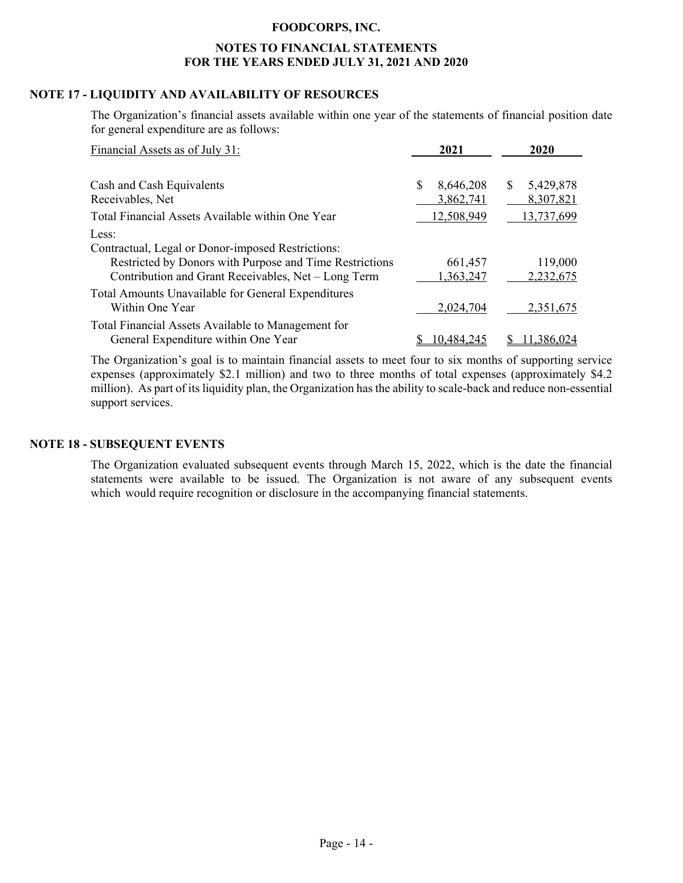**FOODCORPS, INC.**

**NOTES TO FINANCIAL STATEMENTS**
**FOR THE YEARS ENDED JULY 31, 2021 AND 2020**

## NOTE 17 - LIQUIDITY AND AVAILABILITY OF RESOURCES

The Organization's financial assets available within one year of the statements of financial position date for general expenditure are as follows:

| Financial Assets as of July 31: | 2021 | 2020 |
|---|---|---|
| Cash and Cash Equivalents | $ 8,646,208 | $ 5,429,878 |
| Receivables, Net | 3,862,741 | 8,307,821 |
| Total Financial Assets Available within One Year | 12,508,949 | 13,737,699 |
| Less: | | |
| Contractual, Legal or Donor-imposed Restrictions: | | |
| Restricted by Donors with Purpose and Time Restrictions | 661,457 | 119,000 |
| Contribution and Grant Receivables, Net – Long Term | 1,363,247 | 2,232,675 |
| Total Amounts Unavailable for General Expenditures Within One Year | 2,024,704 | 2,351,675 |
| Total Financial Assets Available to Management for General Expenditure within One Year | $ 10,484,245 | $ 11,386,024 |

The Organization's goal is to maintain financial assets to meet four to six months of supporting service expenses (approximately $2.1 million) and two to three months of total expenses (approximately $4.2 million). As part of its liquidity plan, the Organization has the ability to scale-back and reduce non-essential support services.

## NOTE 18 - SUBSEQUENT EVENTS

The Organization evaluated subsequent events through March 15, 2022, which is the date the financial statements were available to be issued. The Organization is not aware of any subsequent events which would require recognition or disclosure in the accompanying financial statements.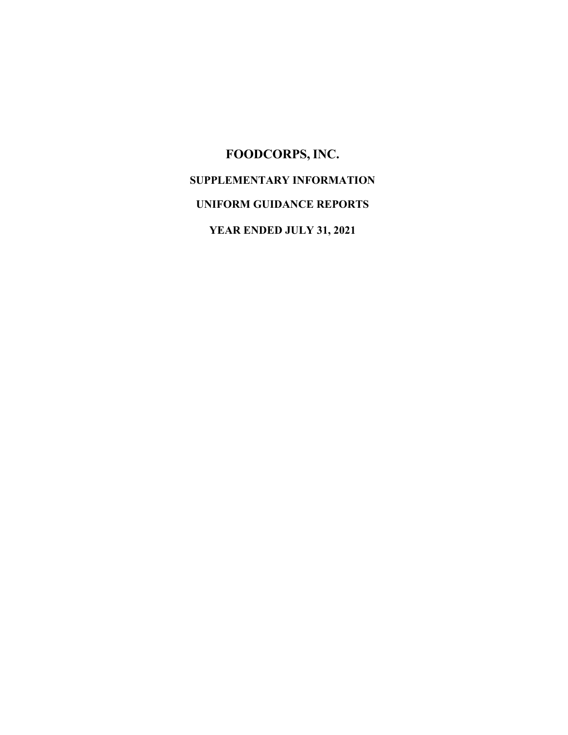# FOODCORPS, INC.

## SUPPLEMENTARY INFORMATION

## UNIFORM GUIDANCE REPORTS

## YEAR ENDED JULY 31, 2021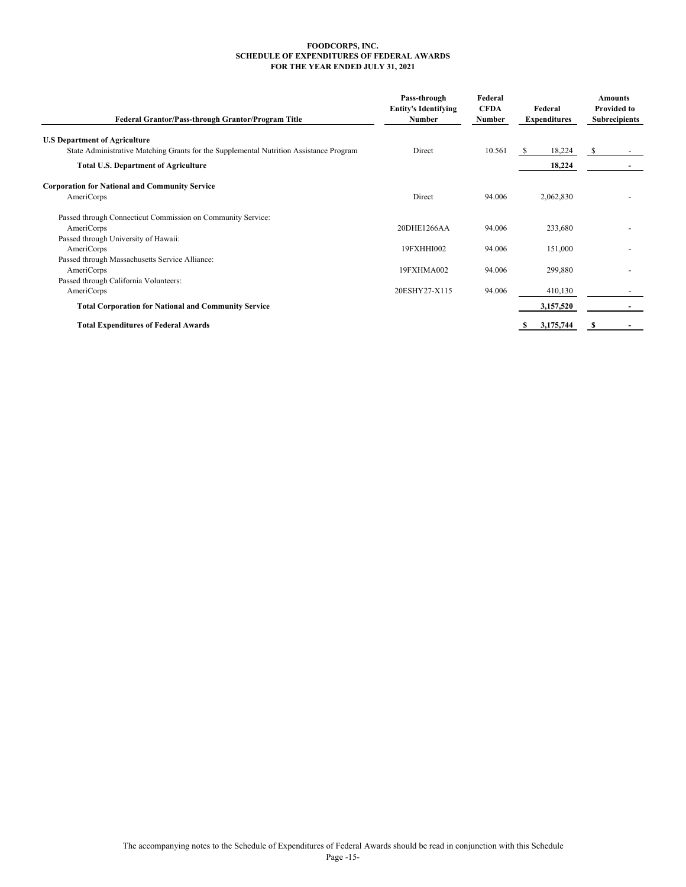**FOODCORPS, INC.**
**SCHEDULE OF EXPENDITURES OF FEDERAL AWARDS**
**FOR THE YEAR ENDED JULY 31, 2021**

| Federal Grantor/Pass-through Grantor/Program Title | Pass-through Entity's Identifying Number | Federal CFDA Number | Federal Expenditures | Amounts Provided to Subrecipients |
|---|---|---|---|---|
| **U.S Department of Agriculture** | | | | |
| State Administrative Matching Grants for the Supplemental Nutrition Assistance Program | Direct | 10.561 | $ 18,224 | $ - |
| **Total U.S. Department of Agriculture** | | | **18,224** | **-** |
| **Corporation for National and Community Service** | | | | |
| AmeriCorps | Direct | 94.006 | 2,062,830 | - |
| Passed through Connecticut Commission on Community Service: | | | | |
| AmeriCorps | 20DHE1266AA | 94.006 | 233,680 | - |
| Passed through University of Hawaii: | | | | |
| AmeriCorps | 19FXHHI002 | 94.006 | 151,000 | - |
| Passed through Massachusetts Service Alliance: | | | | |
| AmeriCorps | 19FXHMA002 | 94.006 | 299,880 | - |
| Passed through California Volunteers: | | | | |
| AmeriCorps | 20ESHY27-X115 | 94.006 | 410,130 | - |
| **Total Corporation for National and Community Service** | | | **3,157,520** | **-** |
| **Total Expenditures of Federal Awards** | | | **$ 3,175,744** | **$ -** |

The accompanying notes to the Schedule of Expenditures of Federal Awards should be read in conjunction with this Schedule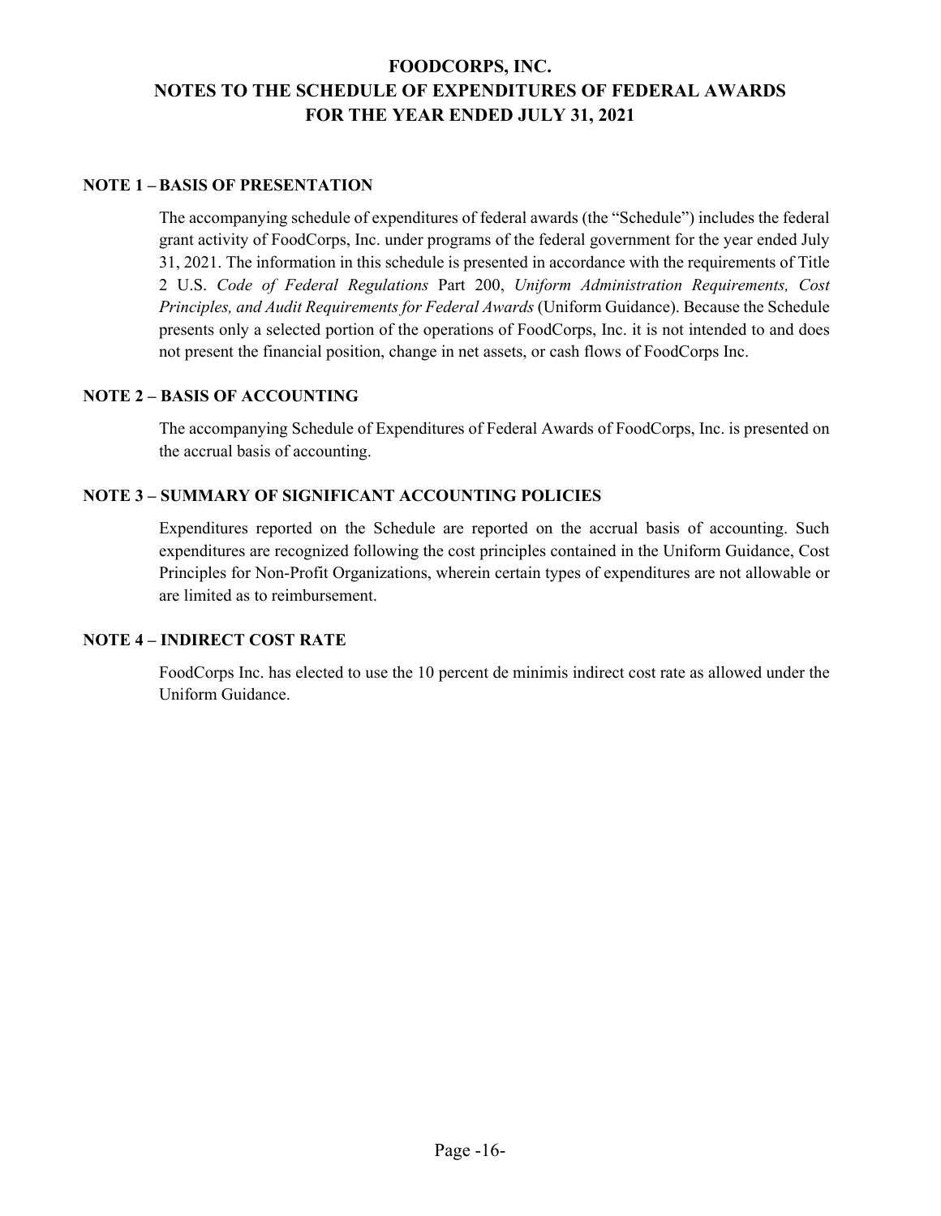# FOODCORPS, INC.
# NOTES TO THE SCHEDULE OF EXPENDITURES OF FEDERAL AWARDS
# FOR THE YEAR ENDED JULY 31, 2021

## NOTE 1 – BASIS OF PRESENTATION

The accompanying schedule of expenditures of federal awards (the "Schedule") includes the federal grant activity of FoodCorps, Inc. under programs of the federal government for the year ended July 31, 2021. The information in this schedule is presented in accordance with the requirements of Title 2 U.S. *Code of Federal Regulations* Part 200, *Uniform Administration Requirements, Cost Principles, and Audit Requirements for Federal Awards* (Uniform Guidance). Because the Schedule presents only a selected portion of the operations of FoodCorps, Inc. it is not intended to and does not present the financial position, change in net assets, or cash flows of FoodCorps Inc.

## NOTE 2 – BASIS OF ACCOUNTING

The accompanying Schedule of Expenditures of Federal Awards of FoodCorps, Inc. is presented on the accrual basis of accounting.

## NOTE 3 – SUMMARY OF SIGNIFICANT ACCOUNTING POLICIES

Expenditures reported on the Schedule are reported on the accrual basis of accounting. Such expenditures are recognized following the cost principles contained in the Uniform Guidance, Cost Principles for Non-Profit Organizations, wherein certain types of expenditures are not allowable or are limited as to reimbursement.

## NOTE 4 – INDIRECT COST RATE

FoodCorps Inc. has elected to use the 10 percent de minimis indirect cost rate as allowed under the Uniform Guidance.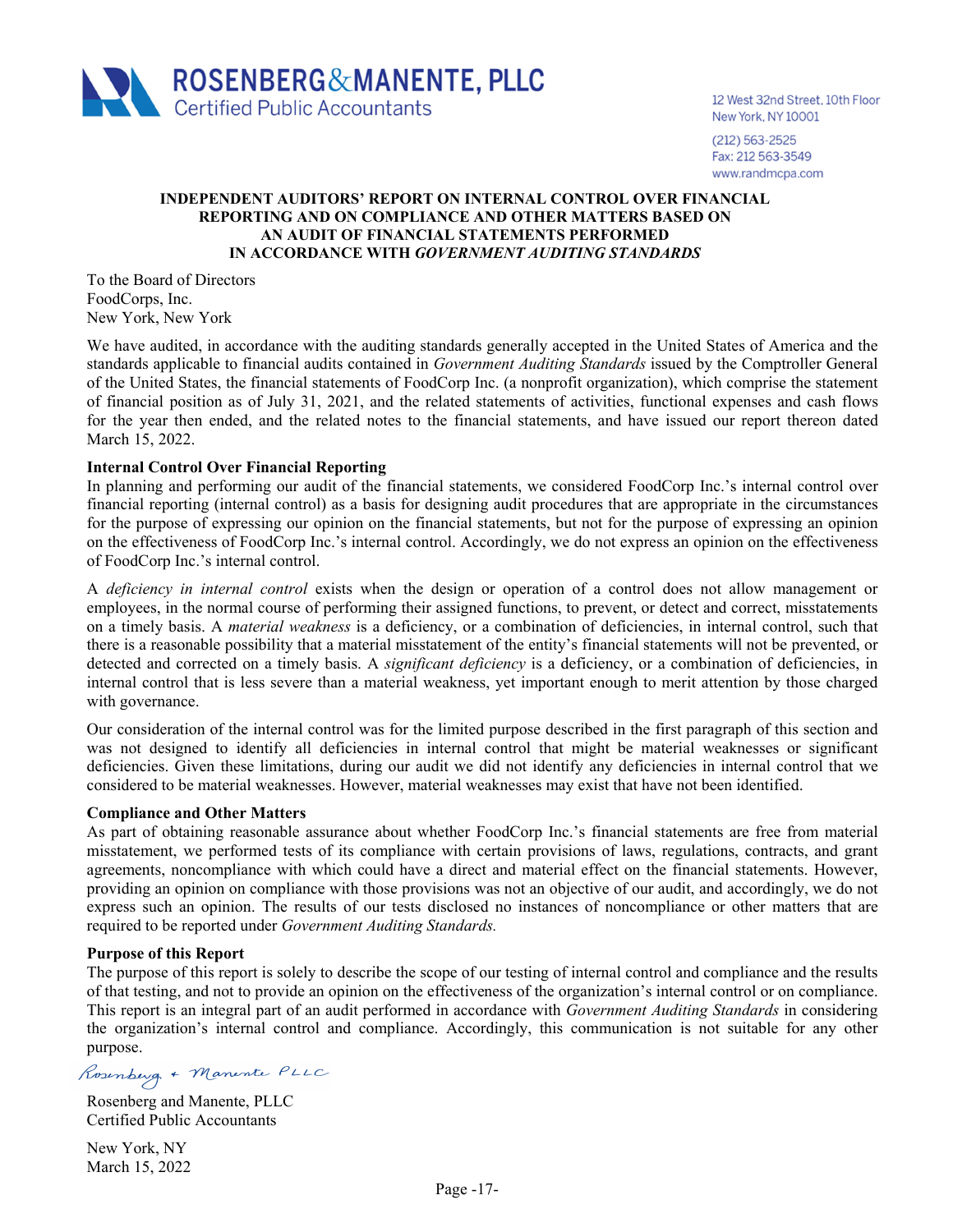**ROSENBERG&MANENTE, PLLC**
Certified Public Accountants

12 West 32nd Street, 10th Floor
New York, NY 10001
(212) 563-2525
Fax: 212 563-3549
www.randmcpa.com

**INDEPENDENT AUDITORS' REPORT ON INTERNAL CONTROL OVER FINANCIAL REPORTING AND ON COMPLIANCE AND OTHER MATTERS BASED ON AN AUDIT OF FINANCIAL STATEMENTS PERFORMED IN ACCORDANCE WITH *GOVERNMENT AUDITING STANDARDS***

To the Board of Directors
FoodCorps, Inc.
New York, New York

We have audited, in accordance with the auditing standards generally accepted in the United States of America and the standards applicable to financial audits contained in *Government Auditing Standards* issued by the Comptroller General of the United States, the financial statements of FoodCorp Inc. (a nonprofit organization), which comprise the statement of financial position as of July 31, 2021, and the related statements of activities, functional expenses and cash flows for the year then ended, and the related notes to the financial statements, and have issued our report thereon dated March 15, 2022.

**Internal Control Over Financial Reporting**

In planning and performing our audit of the financial statements, we considered FoodCorp Inc.'s internal control over financial reporting (internal control) as a basis for designing audit procedures that are appropriate in the circumstances for the purpose of expressing our opinion on the financial statements, but not for the purpose of expressing an opinion on the effectiveness of FoodCorp Inc.'s internal control. Accordingly, we do not express an opinion on the effectiveness of FoodCorp Inc.'s internal control.

A *deficiency in internal control* exists when the design or operation of a control does not allow management or employees, in the normal course of performing their assigned functions, to prevent, or detect and correct, misstatements on a timely basis. A *material weakness* is a deficiency, or a combination of deficiencies, in internal control, such that there is a reasonable possibility that a material misstatement of the entity's financial statements will not be prevented, or detected and corrected on a timely basis. A *significant deficiency* is a deficiency, or a combination of deficiencies, in internal control that is less severe than a material weakness, yet important enough to merit attention by those charged with governance.

Our consideration of the internal control was for the limited purpose described in the first paragraph of this section and was not designed to identify all deficiencies in internal control that might be material weaknesses or significant deficiencies. Given these limitations, during our audit we did not identify any deficiencies in internal control that we considered to be material weaknesses. However, material weaknesses may exist that have not been identified.

**Compliance and Other Matters**

As part of obtaining reasonable assurance about whether FoodCorp Inc.'s financial statements are free from material misstatement, we performed tests of its compliance with certain provisions of laws, regulations, contracts, and grant agreements, noncompliance with which could have a direct and material effect on the financial statements. However, providing an opinion on compliance with those provisions was not an objective of our audit, and accordingly, we do not express such an opinion. The results of our tests disclosed no instances of noncompliance or other matters that are required to be reported under *Government Auditing Standards.*

**Purpose of this Report**

The purpose of this report is solely to describe the scope of our testing of internal control and compliance and the results of that testing, and not to provide an opinion on the effectiveness of the organization's internal control or on compliance. This report is an integral part of an audit performed in accordance with *Government Auditing Standards* in considering the organization's internal control and compliance. Accordingly, this communication is not suitable for any other purpose.

*Rosenberg & Manente PLLC*

Rosenberg and Manente, PLLC
Certified Public Accountants

New York, NY
March 15, 2022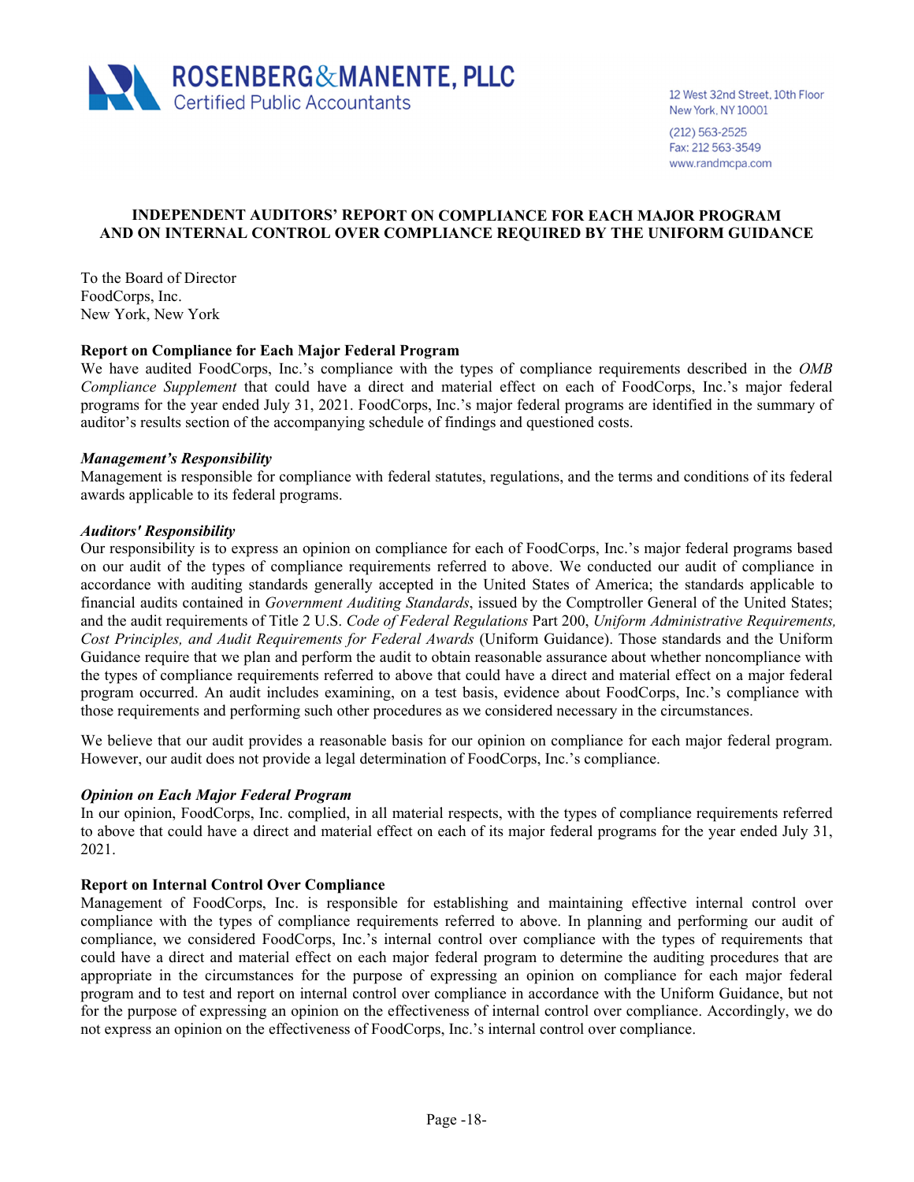**ROSENBERG&MANENTE, PLLC**
Certified Public Accountants

12 West 32nd Street, 10th Floor
New York, NY 10001
(212) 563-2525
Fax: 212 563-3549
www.randmcpa.com

## INDEPENDENT AUDITORS' REPORT ON COMPLIANCE FOR EACH MAJOR PROGRAM AND ON INTERNAL CONTROL OVER COMPLIANCE REQUIRED BY THE UNIFORM GUIDANCE

To the Board of Director
FoodCorps, Inc.
New York, New York

### Report on Compliance for Each Major Federal Program

We have audited FoodCorps, Inc.'s compliance with the types of compliance requirements described in the *OMB Compliance Supplement* that could have a direct and material effect on each of FoodCorps, Inc.'s major federal programs for the year ended July 31, 2021. FoodCorps, Inc.'s major federal programs are identified in the summary of auditor's results section of the accompanying schedule of findings and questioned costs.

***Management's Responsibility***

Management is responsible for compliance with federal statutes, regulations, and the terms and conditions of its federal awards applicable to its federal programs.

***Auditors' Responsibility***

Our responsibility is to express an opinion on compliance for each of FoodCorps, Inc.'s major federal programs based on our audit of the types of compliance requirements referred to above. We conducted our audit of compliance in accordance with auditing standards generally accepted in the United States of America; the standards applicable to financial audits contained in *Government Auditing Standards*, issued by the Comptroller General of the United States; and the audit requirements of Title 2 U.S. *Code of Federal Regulations* Part 200, *Uniform Administrative Requirements, Cost Principles, and Audit Requirements for Federal Awards* (Uniform Guidance). Those standards and the Uniform Guidance require that we plan and perform the audit to obtain reasonable assurance about whether noncompliance with the types of compliance requirements referred to above that could have a direct and material effect on a major federal program occurred. An audit includes examining, on a test basis, evidence about FoodCorps, Inc.'s compliance with those requirements and performing such other procedures as we considered necessary in the circumstances.

We believe that our audit provides a reasonable basis for our opinion on compliance for each major federal program. However, our audit does not provide a legal determination of FoodCorps, Inc.'s compliance.

***Opinion on Each Major Federal Program***

In our opinion, FoodCorps, Inc. complied, in all material respects, with the types of compliance requirements referred to above that could have a direct and material effect on each of its major federal programs for the year ended July 31, 2021.

### Report on Internal Control Over Compliance

Management of FoodCorps, Inc. is responsible for establishing and maintaining effective internal control over compliance with the types of compliance requirements referred to above. In planning and performing our audit of compliance, we considered FoodCorps, Inc.'s internal control over compliance with the types of requirements that could have a direct and material effect on each major federal program to determine the auditing procedures that are appropriate in the circumstances for the purpose of expressing an opinion on compliance for each major federal program and to test and report on internal control over compliance in accordance with the Uniform Guidance, but not for the purpose of expressing an opinion on the effectiveness of internal control over compliance. Accordingly, we do not express an opinion on the effectiveness of FoodCorps, Inc.'s internal control over compliance.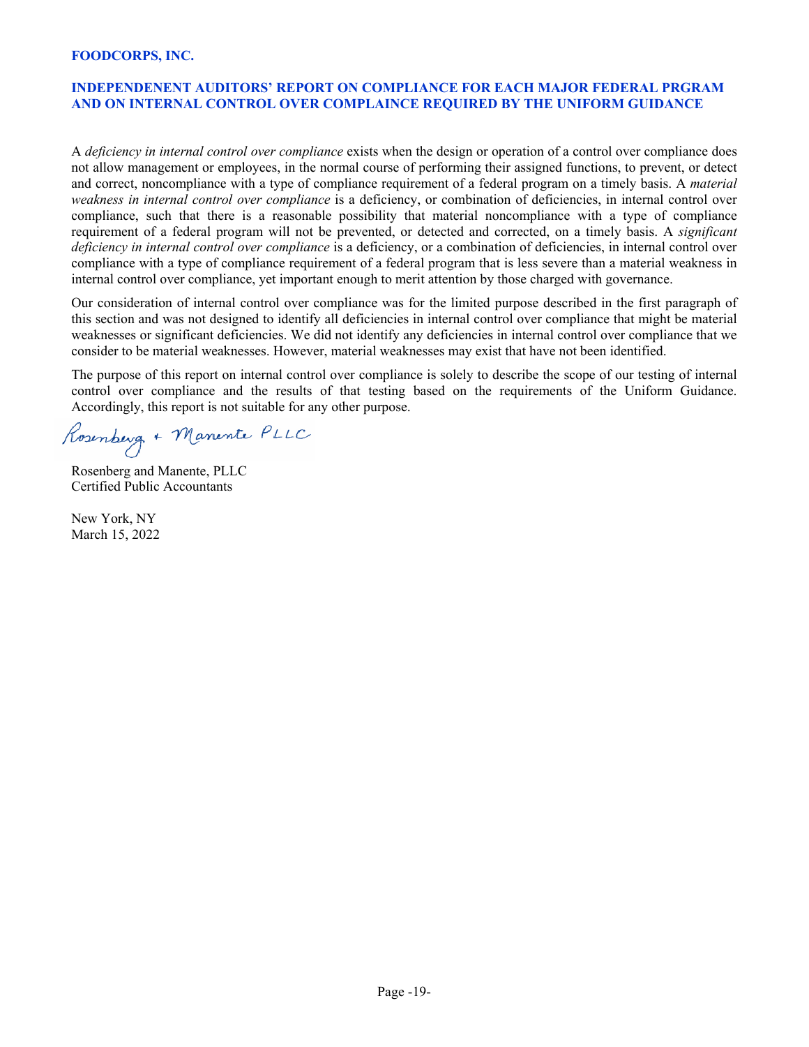**FOODCORPS, INC.**

**INDEPENDENENT AUDITORS' REPORT ON COMPLIANCE FOR EACH MAJOR FEDERAL PRGRAM AND ON INTERNAL CONTROL OVER COMPLAINCE REQUIRED BY THE UNIFORM GUIDANCE**

A *deficiency in internal control over compliance* exists when the design or operation of a control over compliance does not allow management or employees, in the normal course of performing their assigned functions, to prevent, or detect and correct, noncompliance with a type of compliance requirement of a federal program on a timely basis. A *material weakness in internal control over compliance* is a deficiency, or combination of deficiencies, in internal control over compliance, such that there is a reasonable possibility that material noncompliance with a type of compliance requirement of a federal program will not be prevented, or detected and corrected, on a timely basis. A *significant deficiency in internal control over compliance* is a deficiency, or a combination of deficiencies, in internal control over compliance with a type of compliance requirement of a federal program that is less severe than a material weakness in internal control over compliance, yet important enough to merit attention by those charged with governance.

Our consideration of internal control over compliance was for the limited purpose described in the first paragraph of this section and was not designed to identify all deficiencies in internal control over compliance that might be material weaknesses or significant deficiencies. We did not identify any deficiencies in internal control over compliance that we consider to be material weaknesses. However, material weaknesses may exist that have not been identified.

The purpose of this report on internal control over compliance is solely to describe the scope of our testing of internal control over compliance and the results of that testing based on the requirements of the Uniform Guidance. Accordingly, this report is not suitable for any other purpose.

Rosenberg + Manente PLLC

Rosenberg and Manente, PLLC
Certified Public Accountants

New York, NY
March 15, 2022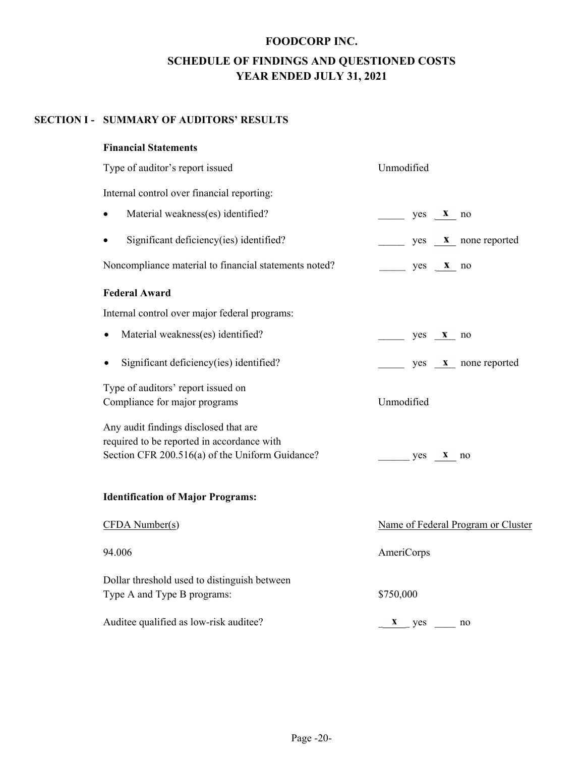# FOODCORP INC.

## SCHEDULE OF FINDINGS AND QUESTIONED COSTS
## YEAR ENDED JULY 31, 2021

### SECTION I - SUMMARY OF AUDITORS' RESULTS

**Financial Statements**

Type of auditor's report issued: Unmodified

Internal control over financial reporting:

- Material weakness(es) identified? _____ yes __x__ no
- Significant deficiency(ies) identified? _____ yes __x__ none reported

Noncompliance material to financial statements noted? _____ yes __x__ no

**Federal Award**

Internal control over major federal programs:

- Material weakness(es) identified? _____ yes __x__ no
- Significant deficiency(ies) identified? _____ yes __x__ none reported

Type of auditors' report issued on Compliance for major programs: Unmodified

Any audit findings disclosed that are required to be reported in accordance with Section CFR 200.516(a) of the Uniform Guidance? ______ yes __x__ no

**Identification of Major Programs:**

| CFDA Number(s) | Name of Federal Program or Cluster |
|---|---|
| 94.006 | AmeriCorps |

Dollar threshold used to distinguish between Type A and Type B programs: $750,000

Auditee qualified as low-risk auditee? __x__ yes ____ no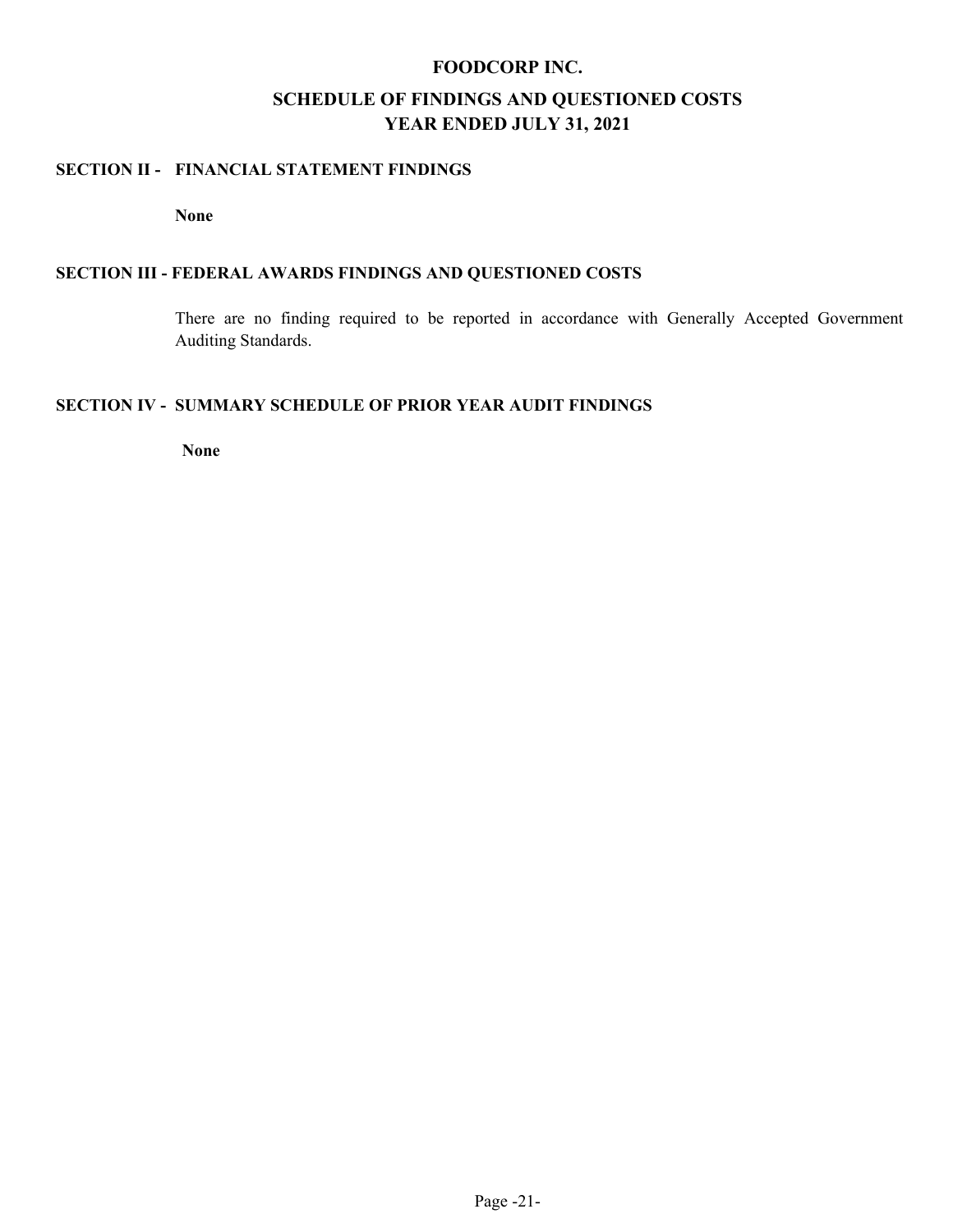# FOODCORP INC.

## SCHEDULE OF FINDINGS AND QUESTIONED COSTS
## YEAR ENDED JULY 31, 2021

### SECTION II - FINANCIAL STATEMENT FINDINGS

**None**

### SECTION III - FEDERAL AWARDS FINDINGS AND QUESTIONED COSTS

There are no finding required to be reported in accordance with Generally Accepted Government Auditing Standards.

### SECTION IV - SUMMARY SCHEDULE OF PRIOR YEAR AUDIT FINDINGS

**None**